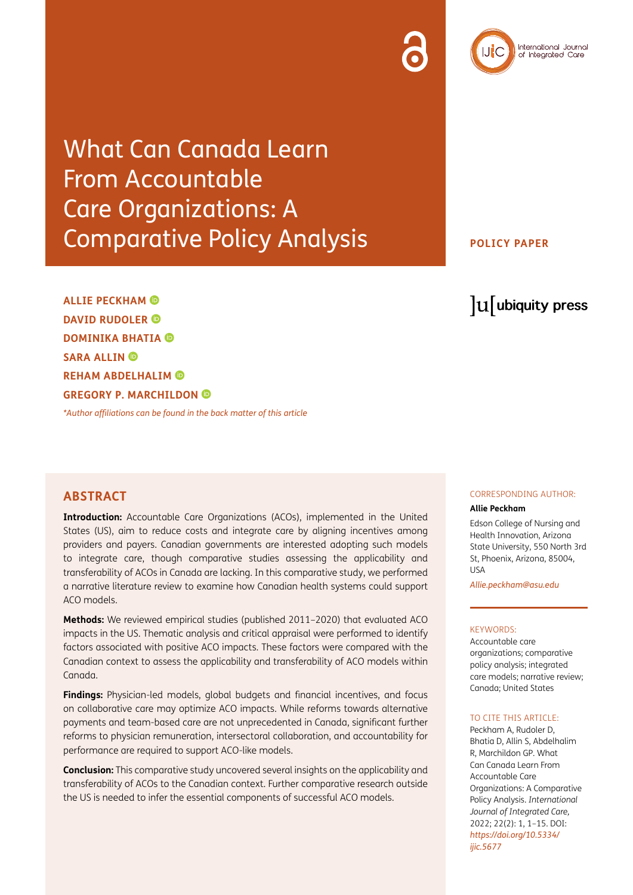# What Can Canada Learn From Accountable Care Organizations: A Comparative Policy Analysis

**POLICY PAPER**

**ALLIE PECKHAM**
**DAVID RUDOLER**
**DOMINIKA BHATIA**
**SARA ALLIN**
**REHAM ABDELHALIM**
**GREGORY P. MARCHILDON**

*\*Author affiliations can be found in the back matter of this article*

## ABSTRACT

**Introduction:** Accountable Care Organizations (ACOs), implemented in the United States (US), aim to reduce costs and integrate care by aligning incentives among providers and payers. Canadian governments are interested adopting such models to integrate care, though comparative studies assessing the applicability and transferability of ACOs in Canada are lacking. In this comparative study, we performed a narrative literature review to examine how Canadian health systems could support ACO models.

**Methods:** We reviewed empirical studies (published 2011–2020) that evaluated ACO impacts in the US. Thematic analysis and critical appraisal were performed to identify factors associated with positive ACO impacts. These factors were compared with the Canadian context to assess the applicability and transferability of ACO models within Canada.

**Findings:** Physician-led models, global budgets and financial incentives, and focus on collaborative care may optimize ACO impacts. While reforms towards alternative payments and team-based care are not unprecedented in Canada, significant further reforms to physician remuneration, intersectoral collaboration, and accountability for performance are required to support ACO-like models.

**Conclusion:** This comparative study uncovered several insights on the applicability and transferability of ACOs to the Canadian context. Further comparative research outside the US is needed to infer the essential components of successful ACO models.

CORRESPONDING AUTHOR:

**Allie Peckham**

Edson College of Nursing and Health Innovation, Arizona State University, 550 North 3rd St, Phoenix, Arizona, 85004, USA

*Allie.peckham@asu.edu*

KEYWORDS:

Accountable care organizations; comparative policy analysis; integrated care models; narrative review; Canada; United States

TO CITE THIS ARTICLE:

Peckham A, Rudoler D, Bhatia D, Allin S, Abdelhalim R, Marchildon GP. What Can Canada Learn From Accountable Care Organizations: A Comparative Policy Analysis. *International Journal of Integrated Care,* 2022; 22(2): 1, 1–15. DOI: *https://doi.org/10.5334/ijic.5677*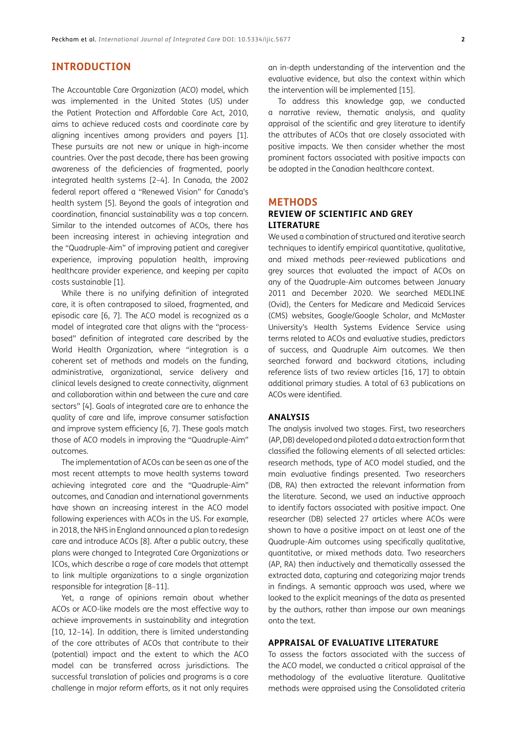## INTRODUCTION

The Accountable Care Organization (ACO) model, which was implemented in the United States (US) under the Patient Protection and Affordable Care Act, 2010, aims to achieve reduced costs and coordinate care by aligning incentives among providers and payers [1]. These pursuits are not new or unique in high-income countries. Over the past decade, there has been growing awareness of the deficiencies of fragmented, poorly integrated health systems [2–4]. In Canada, the 2002 federal report offered a "Renewed Vision" for Canada's health system [5]. Beyond the goals of integration and coordination, financial sustainability was a top concern. Similar to the intended outcomes of ACOs, there has been increasing interest in achieving integration and the "Quadruple-Aim" of improving patient and caregiver experience, improving population health, improving healthcare provider experience, and keeping per capita costs sustainable [1].

While there is no unifying definition of integrated care, it is often contraposed to siloed, fragmented, and episodic care [6, 7]. The ACO model is recognized as a model of integrated care that aligns with the "process-based" definition of integrated care described by the World Health Organization, where "integration is a coherent set of methods and models on the funding, administrative, organizational, service delivery and clinical levels designed to create connectivity, alignment and collaboration within and between the cure and care sectors" [4]. Goals of integrated care are to enhance the quality of care and life, improve consumer satisfaction and improve system efficiency [6, 7]. These goals match those of ACO models in improving the "Quadruple-Aim" outcomes.

The implementation of ACOs can be seen as one of the most recent attempts to move health systems toward achieving integrated care and the "Quadruple-Aim" outcomes, and Canadian and international governments have shown an increasing interest in the ACO model following experiences with ACOs in the US. For example, in 2018, the NHS in England announced a plan to redesign care and introduce ACOs [8]. After a public outcry, these plans were changed to Integrated Care Organizations or ICOs, which describe a rage of care models that attempt to link multiple organizations to a single organization responsible for integration [8–11].

Yet, a range of opinions remain about whether ACOs or ACO-like models are the most effective way to achieve improvements in sustainability and integration [10, 12–14]. In addition, there is limited understanding of the core attributes of ACOs that contribute to their (potential) impact and the extent to which the ACO model can be transferred across jurisdictions. The successful translation of policies and programs is a core challenge in major reform efforts, as it not only requires an in-depth understanding of the intervention and the evaluative evidence, but also the context within which the intervention will be implemented [15].

To address this knowledge gap, we conducted a narrative review, thematic analysis, and quality appraisal of the scientific and grey literature to identify the attributes of ACOs that are closely associated with positive impacts. We then consider whether the most prominent factors associated with positive impacts can be adopted in the Canadian healthcare context.

## METHODS

### REVIEW OF SCIENTIFIC AND GREY LITERATURE

We used a combination of structured and iterative search techniques to identify empirical quantitative, qualitative, and mixed methods peer-reviewed publications and grey sources that evaluated the impact of ACOs on any of the Quadruple-Aim outcomes between January 2011 and December 2020. We searched MEDLINE (Ovid), the Centers for Medicare and Medicaid Services (CMS) websites, Google/Google Scholar, and McMaster University's Health Systems Evidence Service using terms related to ACOs and evaluative studies, predictors of success, and Quadruple Aim outcomes. We then searched forward and backward citations, including reference lists of two review articles [16, 17] to obtain additional primary studies. A total of 63 publications on ACOs were identified.

### ANALYSIS

The analysis involved two stages. First, two researchers (AP, DB) developed and piloted a data extraction form that classified the following elements of all selected articles: research methods, type of ACO model studied, and the main evaluative findings presented. Two researchers (DB, RA) then extracted the relevant information from the literature. Second, we used an inductive approach to identify factors associated with positive impact. One researcher (DB) selected 27 articles where ACOs were shown to have a positive impact on at least one of the Quadruple-Aim outcomes using specifically qualitative, quantitative, or mixed methods data. Two researchers (AP, RA) then inductively and thematically assessed the extracted data, capturing and categorizing major trends in findings. A semantic approach was used, where we looked to the explicit meanings of the data as presented by the authors, rather than impose our own meanings onto the text.

### APPRAISAL OF EVALUATIVE LITERATURE

To assess the factors associated with the success of the ACO model, we conducted a critical appraisal of the methodology of the evaluative literature. Qualitative methods were appraised using the Consolidated criteria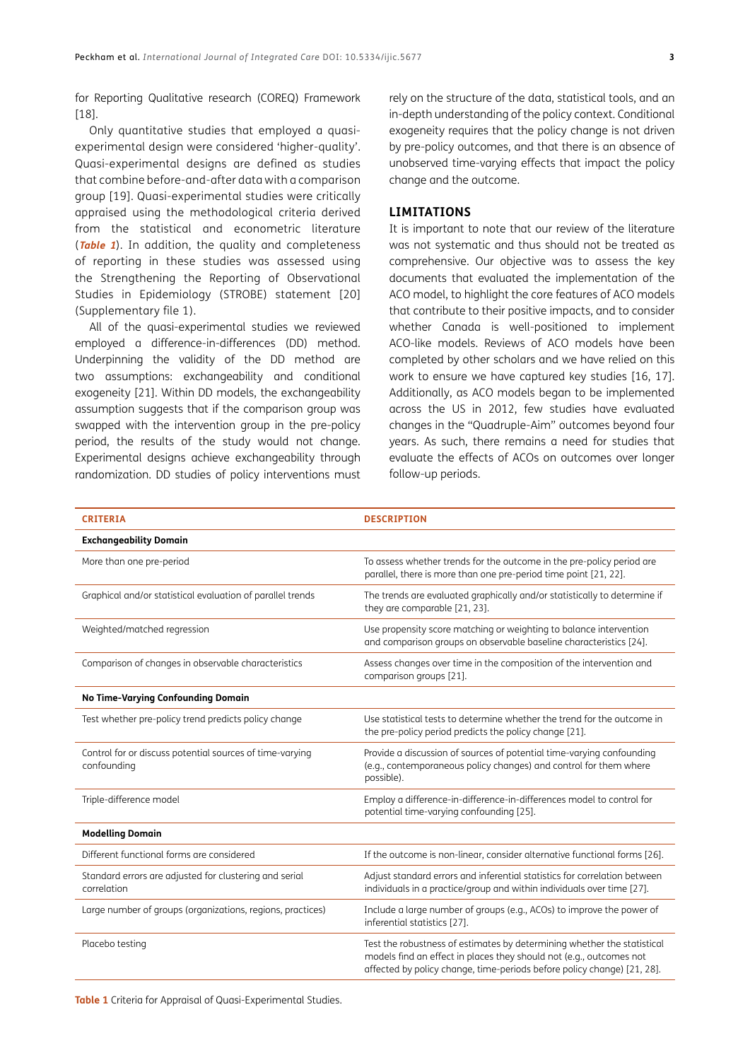for Reporting Qualitative research (COREQ) Framework [18].

Only quantitative studies that employed a quasi-experimental design were considered 'higher-quality'. Quasi-experimental designs are defined as studies that combine before-and-after data with a comparison group [19]. Quasi-experimental studies were critically appraised using the methodological criteria derived from the statistical and econometric literature (***Table 1***). In addition, the quality and completeness of reporting in these studies was assessed using the Strengthening the Reporting of Observational Studies in Epidemiology (STROBE) statement [20] (Supplementary file 1).

All of the quasi-experimental studies we reviewed employed a difference-in-differences (DD) method. Underpinning the validity of the DD method are two assumptions: exchangeability and conditional exogeneity [21]. Within DD models, the exchangeability assumption suggests that if the comparison group was swapped with the intervention group in the pre-policy period, the results of the study would not change. Experimental designs achieve exchangeability through randomization. DD studies of policy interventions must rely on the structure of the data, statistical tools, and an in-depth understanding of the policy context. Conditional exogeneity requires that the policy change is not driven by pre-policy outcomes, and that there is an absence of unobserved time-varying effects that impact the policy change and the outcome.

## LIMITATIONS

It is important to note that our review of the literature was not systematic and thus should not be treated as comprehensive. Our objective was to assess the key documents that evaluated the implementation of the ACO model, to highlight the core features of ACO models that contribute to their positive impacts, and to consider whether Canada is well-positioned to implement ACO-like models. Reviews of ACO models have been completed by other scholars and we have relied on this work to ensure we have captured key studies [16, 17]. Additionally, as ACO models began to be implemented across the US in 2012, few studies have evaluated changes in the "Quadruple-Aim" outcomes beyond four years. As such, there remains a need for studies that evaluate the effects of ACOs on outcomes over longer follow-up periods.

| CRITERIA | DESCRIPTION |
|---|---|
| **Exchangeability Domain** | |
| More than one pre-period | To assess whether trends for the outcome in the pre-policy period are parallel, there is more than one pre-period time point [21, 22]. |
| Graphical and/or statistical evaluation of parallel trends | The trends are evaluated graphically and/or statistically to determine if they are comparable [21, 23]. |
| Weighted/matched regression | Use propensity score matching or weighting to balance intervention and comparison groups on observable baseline characteristics [24]. |
| Comparison of changes in observable characteristics | Assess changes over time in the composition of the intervention and comparison groups [21]. |
| **No Time-Varying Confounding Domain** | |
| Test whether pre-policy trend predicts policy change | Use statistical tests to determine whether the trend for the outcome in the pre-policy period predicts the policy change [21]. |
| Control for or discuss potential sources of time-varying confounding | Provide a discussion of sources of potential time-varying confounding (e.g., contemporaneous policy changes) and control for them where possible). |
| Triple-difference model | Employ a difference-in-difference-in-differences model to control for potential time-varying confounding [25]. |
| **Modelling Domain** | |
| Different functional forms are considered | If the outcome is non-linear, consider alternative functional forms [26]. |
| Standard errors are adjusted for clustering and serial correlation | Adjust standard errors and inferential statistics for correlation between individuals in a practice/group and within individuals over time [27]. |
| Large number of groups (organizations, regions, practices) | Include a large number of groups (e.g., ACOs) to improve the power of inferential statistics [27]. |
| Placebo testing | Test the robustness of estimates by determining whether the statistical models find an effect in places they should not (e.g., outcomes not affected by policy change, time-periods before policy change) [21, 28]. |

**Table 1** Criteria for Appraisal of Quasi-Experimental Studies.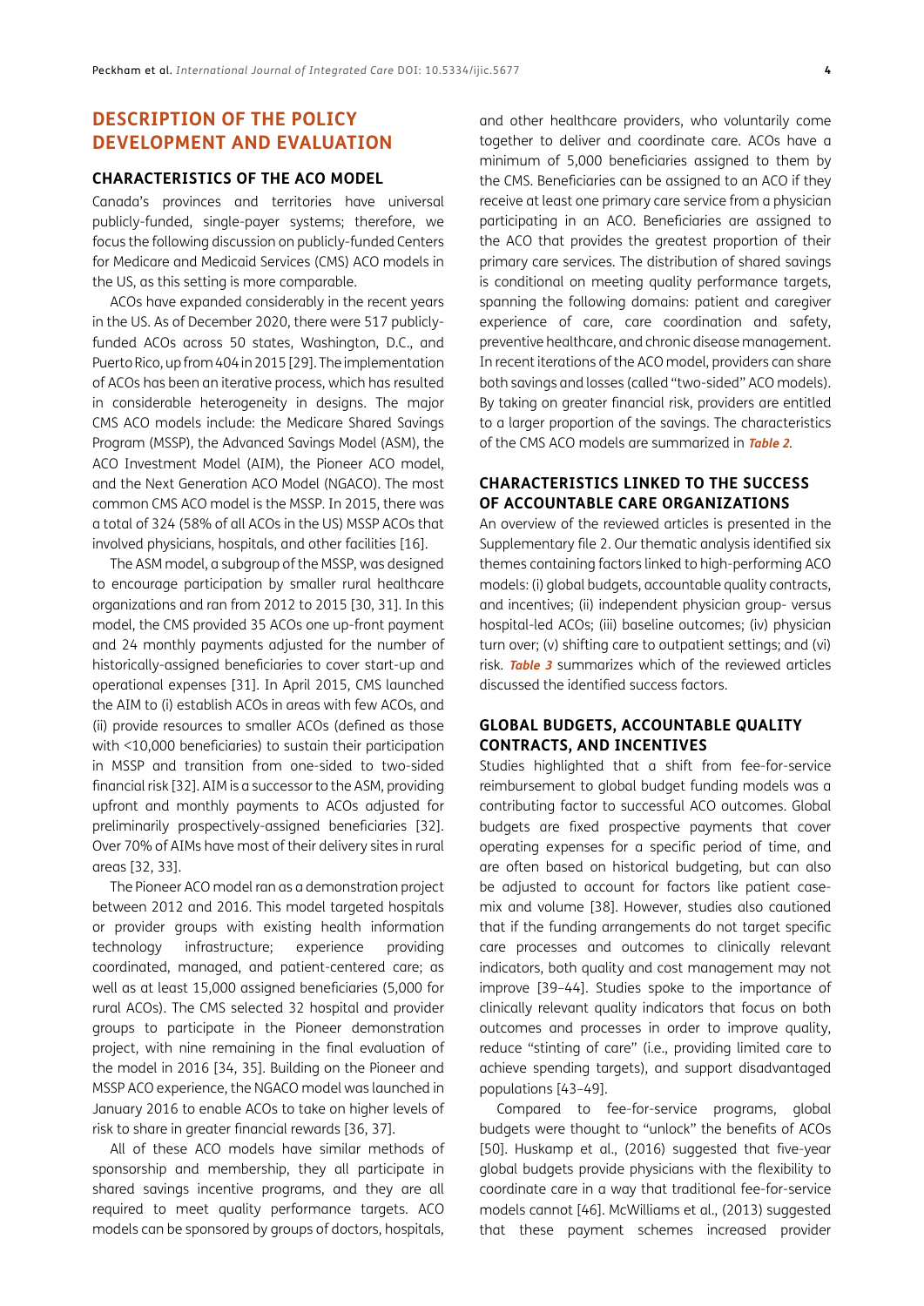## DESCRIPTION OF THE POLICY DEVELOPMENT AND EVALUATION

### CHARACTERISTICS OF THE ACO MODEL

Canada's provinces and territories have universal publicly-funded, single-payer systems; therefore, we focus the following discussion on publicly-funded Centers for Medicare and Medicaid Services (CMS) ACO models in the US, as this setting is more comparable.

ACOs have expanded considerably in the recent years in the US. As of December 2020, there were 517 publicly-funded ACOs across 50 states, Washington, D.C., and Puerto Rico, up from 404 in 2015 [29]. The implementation of ACOs has been an iterative process, which has resulted in considerable heterogeneity in designs. The major CMS ACO models include: the Medicare Shared Savings Program (MSSP), the Advanced Savings Model (ASM), the ACO Investment Model (AIM), the Pioneer ACO model, and the Next Generation ACO Model (NGACO). The most common CMS ACO model is the MSSP. In 2015, there was a total of 324 (58% of all ACOs in the US) MSSP ACOs that involved physicians, hospitals, and other facilities [16].

The ASM model, a subgroup of the MSSP, was designed to encourage participation by smaller rural healthcare organizations and ran from 2012 to 2015 [30, 31]. In this model, the CMS provided 35 ACOs one up-front payment and 24 monthly payments adjusted for the number of historically-assigned beneficiaries to cover start-up and operational expenses [31]. In April 2015, CMS launched the AIM to (i) establish ACOs in areas with few ACOs, and (ii) provide resources to smaller ACOs (defined as those with <10,000 beneficiaries) to sustain their participation in MSSP and transition from one-sided to two-sided financial risk [32]. AIM is a successor to the ASM, providing upfront and monthly payments to ACOs adjusted for preliminarily prospectively-assigned beneficiaries [32]. Over 70% of AIMs have most of their delivery sites in rural areas [32, 33].

The Pioneer ACO model ran as a demonstration project between 2012 and 2016. This model targeted hospitals or provider groups with existing health information technology infrastructure; experience providing coordinated, managed, and patient-centered care; as well as at least 15,000 assigned beneficiaries (5,000 for rural ACOs). The CMS selected 32 hospital and provider groups to participate in the Pioneer demonstration project, with nine remaining in the final evaluation of the model in 2016 [34, 35]. Building on the Pioneer and MSSP ACO experience, the NGACO model was launched in January 2016 to enable ACOs to take on higher levels of risk to share in greater financial rewards [36, 37].

All of these ACO models have similar methods of sponsorship and membership, they all participate in shared savings incentive programs, and they are all required to meet quality performance targets. ACO models can be sponsored by groups of doctors, hospitals, and other healthcare providers, who voluntarily come together to deliver and coordinate care. ACOs have a minimum of 5,000 beneficiaries assigned to them by the CMS. Beneficiaries can be assigned to an ACO if they receive at least one primary care service from a physician participating in an ACO. Beneficiaries are assigned to the ACO that provides the greatest proportion of their primary care services. The distribution of shared savings is conditional on meeting quality performance targets, spanning the following domains: patient and caregiver experience of care, care coordination and safety, preventive healthcare, and chronic disease management. In recent iterations of the ACO model, providers can share both savings and losses (called "two-sided" ACO models). By taking on greater financial risk, providers are entitled to a larger proportion of the savings. The characteristics of the CMS ACO models are summarized in ***Table 2***.

### CHARACTERISTICS LINKED TO THE SUCCESS OF ACCOUNTABLE CARE ORGANIZATIONS

An overview of the reviewed articles is presented in the Supplementary file 2. Our thematic analysis identified six themes containing factors linked to high-performing ACO models: (i) global budgets, accountable quality contracts, and incentives; (ii) independent physician group- versus hospital-led ACOs; (iii) baseline outcomes; (iv) physician turn over; (v) shifting care to outpatient settings; and (vi) risk. ***Table 3*** summarizes which of the reviewed articles discussed the identified success factors.

### GLOBAL BUDGETS, ACCOUNTABLE QUALITY CONTRACTS, AND INCENTIVES

Studies highlighted that a shift from fee-for-service reimbursement to global budget funding models was a contributing factor to successful ACO outcomes. Global budgets are fixed prospective payments that cover operating expenses for a specific period of time, and are often based on historical budgeting, but can also be adjusted to account for factors like patient case-mix and volume [38]. However, studies also cautioned that if the funding arrangements do not target specific care processes and outcomes to clinically relevant indicators, both quality and cost management may not improve [39–44]. Studies spoke to the importance of clinically relevant quality indicators that focus on both outcomes and processes in order to improve quality, reduce "stinting of care" (i.e., providing limited care to achieve spending targets), and support disadvantaged populations [43–49].

Compared to fee-for-service programs, global budgets were thought to "unlock" the benefits of ACOs [50]. Huskamp et al., (2016) suggested that five-year global budgets provide physicians with the flexibility to coordinate care in a way that traditional fee-for-service models cannot [46]. McWilliams et al., (2013) suggested that these payment schemes increased provider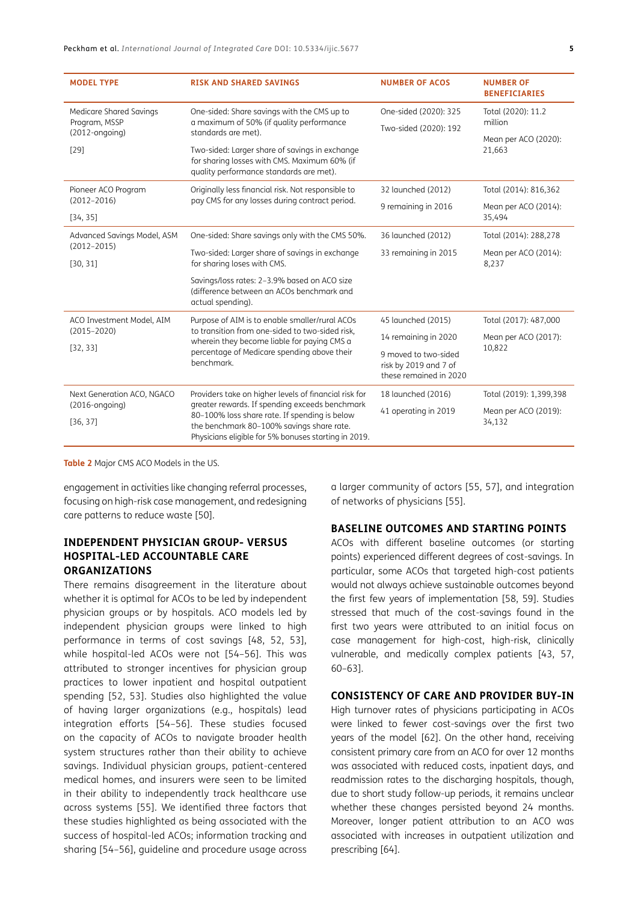| MODEL TYPE | RISK AND SHARED SAVINGS | NUMBER OF ACOS | NUMBER OF BENEFICIARIES |
|---|---|---|---|
| Medicare Shared Savings Program, MSSP (2012-ongoing) [29] | One-sided: Share savings with the CMS up to a maximum of 50% (if quality performance standards are met). Two-sided: Larger share of savings in exchange for sharing losses with CMS. Maximum 60% (if quality performance standards are met). | One-sided (2020): 325 Two-sided (2020): 192 | Total (2020): 11.2 million Mean per ACO (2020): 21,663 |
| Pioneer ACO Program (2012–2016) [34, 35] | Originally less financial risk. Not responsible to pay CMS for any losses during contract period. | 32 launched (2012) 9 remaining in 2016 | Total (2014): 816,362 Mean per ACO (2014): 35,494 |
| Advanced Savings Model, ASM (2012–2015) [30, 31] | One-sided: Share savings only with the CMS 50%. Two-sided: Larger share of savings in exchange for sharing loses with CMS. Savings/loss rates: 2–3.9% based on ACO size (difference between an ACOs benchmark and actual spending). | 36 launched (2012) 33 remaining in 2015 | Total (2014): 288,278 Mean per ACO (2014): 8,237 |
| ACO Investment Model, AIM (2015–2020) [32, 33] | Purpose of AIM is to enable smaller/rural ACOs to transition from one-sided to two-sided risk, wherein they become liable for paying CMS a percentage of Medicare spending above their benchmark. | 45 launched (2015) 14 remaining in 2020 9 moved to two-sided risk by 2019 and 7 of these remained in 2020 | Total (2017): 487,000 Mean per ACO (2017): 10,822 |
| Next Generation ACO, NGACO (2016-ongoing) [36, 37] | Providers take on higher levels of financial risk for greater rewards. If spending exceeds benchmark 80–100% loss share rate. If spending is below the benchmark 80–100% savings share rate. Physicians eligible for 5% bonuses starting in 2019. | 18 launched (2016) 41 operating in 2019 | Total (2019): 1,399,398 Mean per ACO (2019): 34,132 |

**Table 2** Major CMS ACO Models in the US.

engagement in activities like changing referral processes, focusing on high-risk case management, and redesigning care patterns to reduce waste [50].

## INDEPENDENT PHYSICIAN GROUP- VERSUS HOSPITAL-LED ACCOUNTABLE CARE ORGANIZATIONS

There remains disagreement in the literature about whether it is optimal for ACOs to be led by independent physician groups or by hospitals. ACO models led by independent physician groups were linked to high performance in terms of cost savings [48, 52, 53], while hospital-led ACOs were not [54–56]. This was attributed to stronger incentives for physician group practices to lower inpatient and hospital outpatient spending [52, 53]. Studies also highlighted the value of having larger organizations (e.g., hospitals) lead integration efforts [54–56]. These studies focused on the capacity of ACOs to navigate broader health system structures rather than their ability to achieve savings. Individual physician groups, patient-centered medical homes, and insurers were seen to be limited in their ability to independently track healthcare use across systems [55]. We identified three factors that these studies highlighted as being associated with the success of hospital-led ACOs; information tracking and sharing [54–56], guideline and procedure usage across a larger community of actors [55, 57], and integration of networks of physicians [55].

## BASELINE OUTCOMES AND STARTING POINTS

ACOs with different baseline outcomes (or starting points) experienced different degrees of cost-savings. In particular, some ACOs that targeted high-cost patients would not always achieve sustainable outcomes beyond the first few years of implementation [58, 59]. Studies stressed that much of the cost-savings found in the first two years were attributed to an initial focus on case management for high-cost, high-risk, clinically vulnerable, and medically complex patients [43, 57, 60–63].

## CONSISTENCY OF CARE AND PROVIDER BUY-IN

High turnover rates of physicians participating in ACOs were linked to fewer cost-savings over the first two years of the model [62]. On the other hand, receiving consistent primary care from an ACO for over 12 months was associated with reduced costs, inpatient days, and readmission rates to the discharging hospitals, though, due to short study follow-up periods, it remains unclear whether these changes persisted beyond 24 months. Moreover, longer patient attribution to an ACO was associated with increases in outpatient utilization and prescribing [64].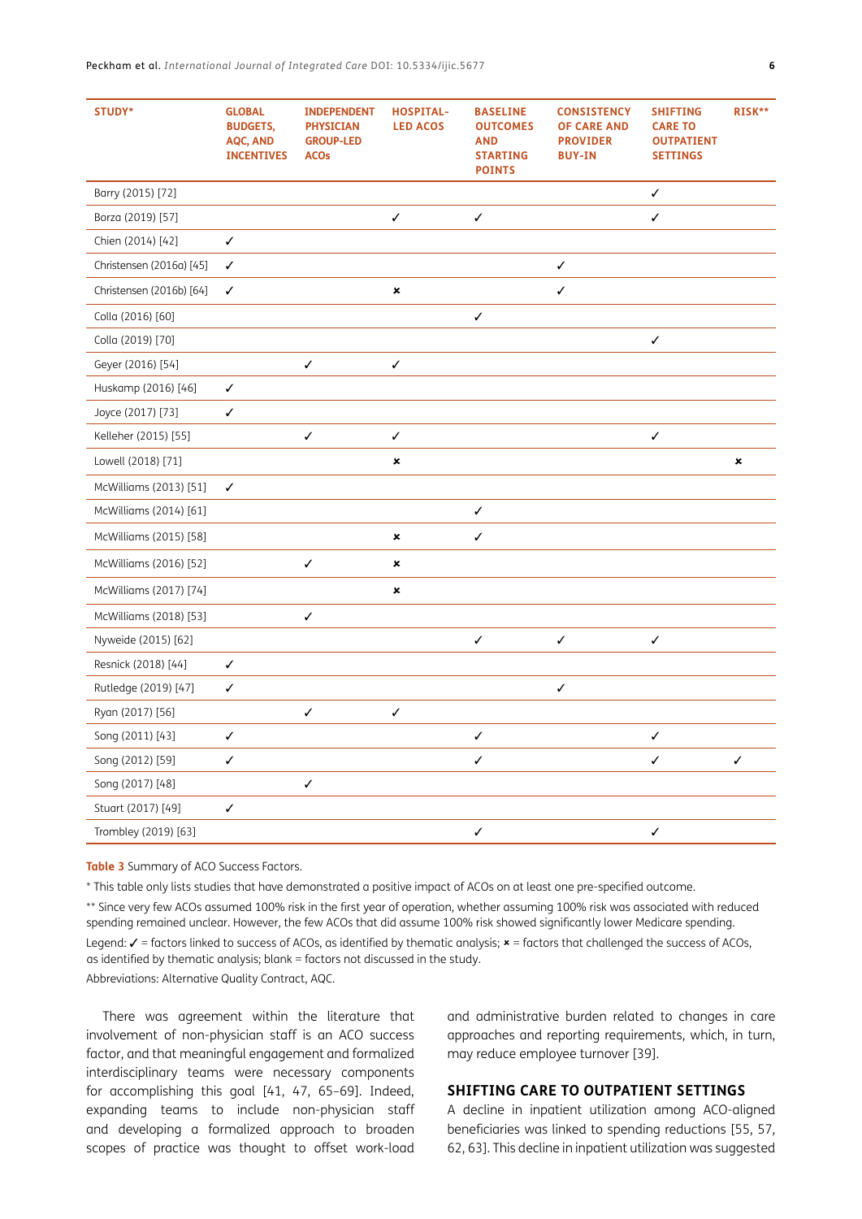| STUDY* | GLOBAL BUDGETS, AQC, AND INCENTIVES | INDEPENDENT PHYSICIAN GROUP-LED ACOs | HOSPITAL-LED ACOS | BASELINE OUTCOMES AND STARTING POINTS | CONSISTENCY OF CARE AND PROVIDER BUY-IN | SHIFTING CARE TO OUTPATIENT SETTINGS | RISK** |
|---|---|---|---|---|---|---|---|
| Barry (2015) [72] | | | | | | ✓ | |
| Borza (2019) [57] | | | ✓ | ✓ | | ✓ | |
| Chien (2014) [42] | ✓ | | | | | | |
| Christensen (2016a) [45] | ✓ | | | | ✓ | | |
| Christensen (2016b) [64] | ✓ | | × | | ✓ | | |
| Colla (2016) [60] | | | | ✓ | | | |
| Colla (2019) [70] | | | | | | ✓ | |
| Geyer (2016) [54] | | ✓ | ✓ | | | | |
| Huskamp (2016) [46] | ✓ | | | | | | |
| Joyce (2017) [73] | ✓ | | | | | | |
| Kelleher (2015) [55] | | ✓ | ✓ | | | ✓ | |
| Lowell (2018) [71] | | | × | | | | × |
| McWilliams (2013) [51] | ✓ | | | | | | |
| McWilliams (2014) [61] | | | | ✓ | | | |
| McWilliams (2015) [58] | | | × | ✓ | | | |
| McWilliams (2016) [52] | | ✓ | × | | | | |
| McWilliams (2017) [74] | | | × | | | | |
| McWilliams (2018) [53] | | ✓ | | | | | |
| Nyweide (2015) [62] | | | | ✓ | ✓ | ✓ | |
| Resnick (2018) [44] | ✓ | | | | | | |
| Rutledge (2019) [47] | ✓ | | | | ✓ | | |
| Ryan (2017) [56] | | ✓ | ✓ | | | | |
| Song (2011) [43] | ✓ | | | ✓ | | ✓ | |
| Song (2012) [59] | ✓ | | | ✓ | | ✓ | ✓ |
| Song (2017) [48] | | ✓ | | | | | |
| Stuart (2017) [49] | ✓ | | | | | | |
| Trombley (2019) [63] | | | | ✓ | | ✓ | |

**Table 3** Summary of ACO Success Factors.

* This table only lists studies that have demonstrated a positive impact of ACOs on at least one pre-specified outcome.

** Since very few ACOs assumed 100% risk in the first year of operation, whether assuming 100% risk was associated with reduced spending remained unclear. However, the few ACOs that did assume 100% risk showed significantly lower Medicare spending.

Legend: ✓ = factors linked to success of ACOs, as identified by thematic analysis; × = factors that challenged the success of ACOs, as identified by thematic analysis; blank = factors not discussed in the study.

Abbreviations: Alternative Quality Contract, AQC.

There was agreement within the literature that involvement of non-physician staff is an ACO success factor, and that meaningful engagement and formalized interdisciplinary teams were necessary components for accomplishing this goal [41, 47, 65–69]. Indeed, expanding teams to include non-physician staff and developing a formalized approach to broaden scopes of practice was thought to offset work-load and administrative burden related to changes in care approaches and reporting requirements, which, in turn, may reduce employee turnover [39].

## SHIFTING CARE TO OUTPATIENT SETTINGS

A decline in inpatient utilization among ACO-aligned beneficiaries was linked to spending reductions [55, 57, 62, 63]. This decline in inpatient utilization was suggested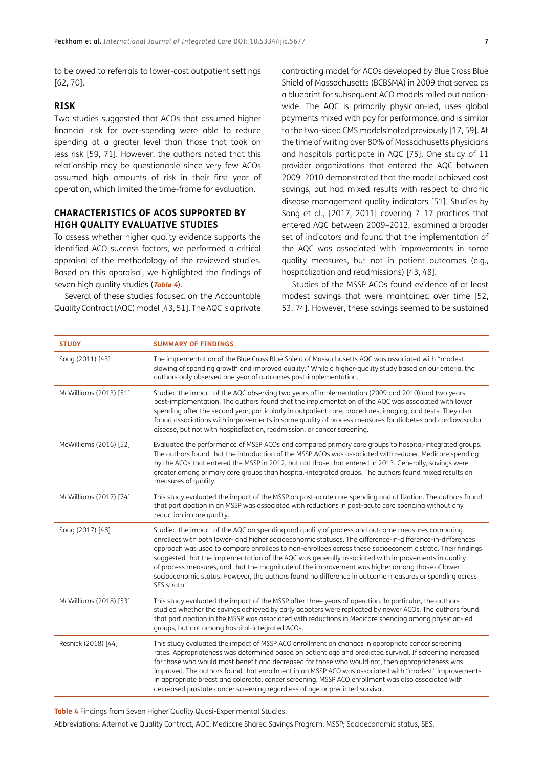to be owed to referrals to lower-cost outpatient settings [62, 70].

## RISK

Two studies suggested that ACOs that assumed higher financial risk for over-spending were able to reduce spending at a greater level than those that took on less risk [59, 71]. However, the authors noted that this relationship may be questionable since very few ACOs assumed high amounts of risk in their first year of operation, which limited the time-frame for evaluation.

## CHARACTERISTICS OF ACOS SUPPORTED BY HIGH QUALITY EVALUATIVE STUDIES

To assess whether higher quality evidence supports the identified ACO success factors, we performed a critical appraisal of the methodology of the reviewed studies. Based on this appraisal, we highlighted the findings of seven high quality studies (**Table 4**).

Several of these studies focused on the Accountable Quality Contract (AQC) model [43, 51]. The AQC is a private contracting model for ACOs developed by Blue Cross Blue Shield of Massachusetts (BCBSMA) in 2009 that served as a blueprint for subsequent ACO models rolled out nation-wide. The AQC is primarily physician-led, uses global payments mixed with pay for performance, and is similar to the two-sided CMS models noted previously [17, 59]. At the time of writing over 80% of Massachusetts physicians and hospitals participate in AQC [75]. One study of 11 provider organizations that entered the AQC between 2009–2010 demonstrated that the model achieved cost savings, but had mixed results with respect to chronic disease management quality indicators [51]. Studies by Song et al., [2017, 2011] covering 7–17 practices that entered AQC between 2009–2012, examined a broader set of indicators and found that the implementation of the AQC was associated with improvements in some quality measures, but not in patient outcomes (e.g., hospitalization and readmissions) [43, 48].

Studies of the MSSP ACOs found evidence of at least modest savings that were maintained over time [52, 53, 74]. However, these savings seemed to be sustained

| STUDY | SUMMARY OF FINDINGS |
|---|---|
| Song (2011) [43] | The implementation of the Blue Cross Blue Shield of Massachusetts AQC was associated with "modest slowing of spending growth and improved quality." While a higher-quality study based on our criteria, the authors only observed one year of outcomes post-implementation. |
| McWilliams (2013) [51] | Studied the impact of the AQC observing two years of implementation (2009 and 2010) and two years post-implementation. The authors found that the implementation of the AQC was associated with lower spending after the second year, particularly in outpatient care, procedures, imaging, and tests. They also found associations with improvements in some quality of process measures for diabetes and cardiovascular disease, but not with hospitalization, readmission, or cancer screening. |
| McWilliams (2016) [52] | Evaluated the performance of MSSP ACOs and compared primary care groups to hospital-integrated groups. The authors found that the introduction of the MSSP ACOs was associated with reduced Medicare spending by the ACOs that entered the MSSP in 2012, but not those that entered in 2013. Generally, savings were greater among primary care groups than hospital-integrated groups. The authors found mixed results on measures of quality. |
| McWilliams (2017) [74] | This study evaluated the impact of the MSSP on post-acute care spending and utilization. The authors found that participation in an MSSP was associated with reductions in post-acute care spending without any reduction in care quality. |
| Song (2017) [48] | Studied the impact of the AQC on spending and quality of process and outcome measures comparing enrollees with both lower- and higher socioeconomic statuses. The difference-in-difference-in-differences approach was used to compare enrollees to non-enrollees across these socioeconomic strata. Their findings suggested that the implementation of the AQC was generally associated with improvements in quality of process measures, and that the magnitude of the improvement was higher among those of lower socioeconomic status. However, the authors found no difference in outcome measures or spending across SES strata. |
| McWilliams (2018) [53] | This study evaluated the impact of the MSSP after three years of operation. In particular, the authors studied whether the savings achieved by early adopters were replicated by newer ACOs. The authors found that participation in the MSSP was associated with reductions in Medicare spending among physician-led groups, but not among hospital-integrated ACOs. |
| Resnick (2018) [44] | This study evaluated the impact of MSSP ACO enrollment on changes in appropriate cancer screening rates. Appropriateness was determined based on patient age and predicted survival. If screening increased for those who would most benefit and decreased for those who would not, then appropriateness was improved. The authors found that enrollment in an MSSP ACO was associated with "modest" improvements in appropriate breast and colorectal cancer screening. MSSP ACO enrollment was also associated with decreased prostate cancer screening regardless of age or predicted survival. |

**Table 4** Findings from Seven Higher Quality Quasi-Experimental Studies.

Abbreviations: Alternative Quality Contract, AQC; Medicare Shared Savings Program, MSSP; Socioeconomic status, SES.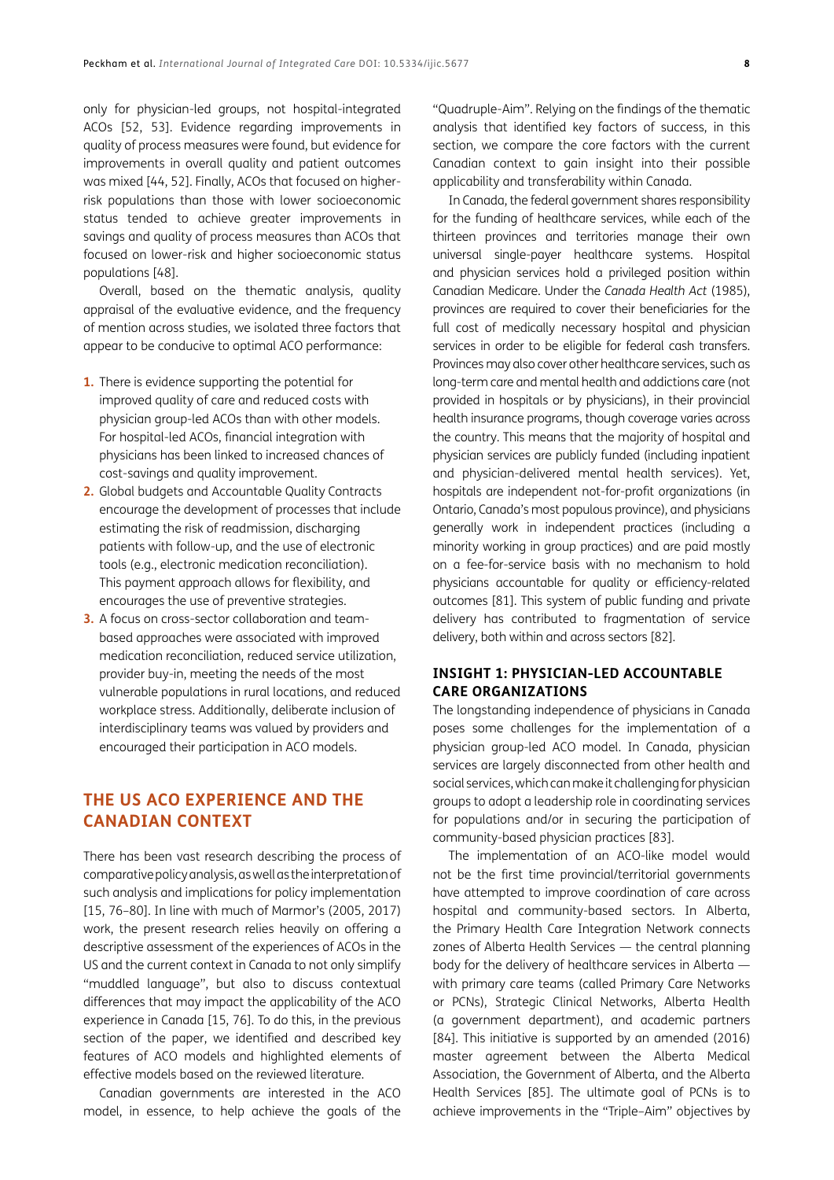only for physician-led groups, not hospital-integrated ACOs [52, 53]. Evidence regarding improvements in quality of process measures were found, but evidence for improvements in overall quality and patient outcomes was mixed [44, 52]. Finally, ACOs that focused on higher-risk populations than those with lower socioeconomic status tended to achieve greater improvements in savings and quality of process measures than ACOs that focused on lower-risk and higher socioeconomic status populations [48].

Overall, based on the thematic analysis, quality appraisal of the evaluative evidence, and the frequency of mention across studies, we isolated three factors that appear to be conducive to optimal ACO performance:

1. There is evidence supporting the potential for improved quality of care and reduced costs with physician group-led ACOs than with other models. For hospital-led ACOs, financial integration with physicians has been linked to increased chances of cost-savings and quality improvement.
2. Global budgets and Accountable Quality Contracts encourage the development of processes that include estimating the risk of readmission, discharging patients with follow-up, and the use of electronic tools (e.g., electronic medication reconciliation). This payment approach allows for flexibility, and encourages the use of preventive strategies.
3. A focus on cross-sector collaboration and team-based approaches were associated with improved medication reconciliation, reduced service utilization, provider buy-in, meeting the needs of the most vulnerable populations in rural locations, and reduced workplace stress. Additionally, deliberate inclusion of interdisciplinary teams was valued by providers and encouraged their participation in ACO models.

## THE US ACO EXPERIENCE AND THE CANADIAN CONTEXT

There has been vast research describing the process of comparative policy analysis, as well as the interpretation of such analysis and implications for policy implementation [15, 76–80]. In line with much of Marmor's (2005, 2017) work, the present research relies heavily on offering a descriptive assessment of the experiences of ACOs in the US and the current context in Canada to not only simplify "muddled language", but also to discuss contextual differences that may impact the applicability of the ACO experience in Canada [15, 76]. To do this, in the previous section of the paper, we identified and described key features of ACO models and highlighted elements of effective models based on the reviewed literature.

Canadian governments are interested in the ACO model, in essence, to help achieve the goals of the "Quadruple-Aim". Relying on the findings of the thematic analysis that identified key factors of success, in this section, we compare the core factors with the current Canadian context to gain insight into their possible applicability and transferability within Canada.

In Canada, the federal government shares responsibility for the funding of healthcare services, while each of the thirteen provinces and territories manage their own universal single-payer healthcare systems. Hospital and physician services hold a privileged position within Canadian Medicare. Under the *Canada Health Act* (1985), provinces are required to cover their beneficiaries for the full cost of medically necessary hospital and physician services in order to be eligible for federal cash transfers. Provinces may also cover other healthcare services, such as long-term care and mental health and addictions care (not provided in hospitals or by physicians), in their provincial health insurance programs, though coverage varies across the country. This means that the majority of hospital and physician services are publicly funded (including inpatient and physician-delivered mental health services). Yet, hospitals are independent not-for-profit organizations (in Ontario, Canada's most populous province), and physicians generally work in independent practices (including a minority working in group practices) and are paid mostly on a fee-for-service basis with no mechanism to hold physicians accountable for quality or efficiency-related outcomes [81]. This system of public funding and private delivery has contributed to fragmentation of service delivery, both within and across sectors [82].

### INSIGHT 1: PHYSICIAN-LED ACCOUNTABLE CARE ORGANIZATIONS

The longstanding independence of physicians in Canada poses some challenges for the implementation of a physician group-led ACO model. In Canada, physician services are largely disconnected from other health and social services, which can make it challenging for physician groups to adopt a leadership role in coordinating services for populations and/or in securing the participation of community-based physician practices [83].

The implementation of an ACO-like model would not be the first time provincial/territorial governments have attempted to improve coordination of care across hospital and community-based sectors. In Alberta, the Primary Health Care Integration Network connects zones of Alberta Health Services — the central planning body for the delivery of healthcare services in Alberta — with primary care teams (called Primary Care Networks or PCNs), Strategic Clinical Networks, Alberta Health (a government department), and academic partners [84]. This initiative is supported by an amended (2016) master agreement between the Alberta Medical Association, the Government of Alberta, and the Alberta Health Services [85]. The ultimate goal of PCNs is to achieve improvements in the "Triple–Aim" objectives by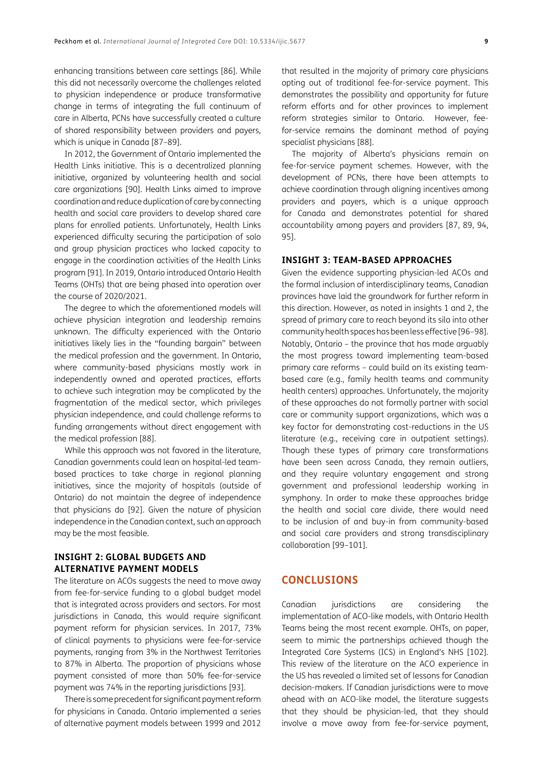enhancing transitions between care settings [86]. While this did not necessarily overcome the challenges related to physician independence or produce transformative change in terms of integrating the full continuum of care in Alberta, PCNs have successfully created a culture of shared responsibility between providers and payers, which is unique in Canada [87–89].

In 2012, the Government of Ontario implemented the Health Links initiative. This is a decentralized planning initiative, organized by volunteering health and social care organizations [90]. Health Links aimed to improve coordination and reduce duplication of care by connecting health and social care providers to develop shared care plans for enrolled patients. Unfortunately, Health Links experienced difficulty securing the participation of solo and group physician practices who lacked capacity to engage in the coordination activities of the Health Links program [91]. In 2019, Ontario introduced Ontario Health Teams (OHTs) that are being phased into operation over the course of 2020/2021.

The degree to which the aforementioned models will achieve physician integration and leadership remains unknown. The difficulty experienced with the Ontario initiatives likely lies in the "founding bargain" between the medical profession and the government. In Ontario, where community-based physicians mostly work in independently owned and operated practices, efforts to achieve such integration may be complicated by the fragmentation of the medical sector, which privileges physician independence, and could challenge reforms to funding arrangements without direct engagement with the medical profession [88].

While this approach was not favored in the literature, Canadian governments could lean on hospital-led team-based practices to take charge in regional planning initiatives, since the majority of hospitals (outside of Ontario) do not maintain the degree of independence that physicians do [92]. Given the nature of physician independence in the Canadian context, such an approach may be the most feasible.

### INSIGHT 2: GLOBAL BUDGETS AND ALTERNATIVE PAYMENT MODELS

The literature on ACOs suggests the need to move away from fee-for-service funding to a global budget model that is integrated across providers and sectors. For most jurisdictions in Canada, this would require significant payment reform for physician services. In 2017, 73% of clinical payments to physicians were fee-for-service payments, ranging from 3% in the Northwest Territories to 87% in Alberta. The proportion of physicians whose payment consisted of more than 50% fee-for-service payment was 74% in the reporting jurisdictions [93].

There is some precedent for significant payment reform for physicians in Canada. Ontario implemented a series of alternative payment models between 1999 and 2012 that resulted in the majority of primary care physicians opting out of traditional fee-for-service payment. This demonstrates the possibility and opportunity for future reform efforts and for other provinces to implement reform strategies similar to Ontario. However, fee-for-service remains the dominant method of paying specialist physicians [88].

The majority of Alberta's physicians remain on fee-for-service payment schemes. However, with the development of PCNs, there have been attempts to achieve coordination through aligning incentives among providers and payers, which is a unique approach for Canada and demonstrates potential for shared accountability among payers and providers [87, 89, 94, 95].

### INSIGHT 3: TEAM-BASED APPROACHES

Given the evidence supporting physician-led ACOs and the formal inclusion of interdisciplinary teams, Canadian provinces have laid the groundwork for further reform in this direction. However, as noted in insights 1 and 2, the spread of primary care to reach beyond its silo into other community health spaces has been less effective [96–98]. Notably, Ontario – the province that has made arguably the most progress toward implementing team-based primary care reforms – could build on its existing team-based care (e.g., family health teams and community health centers) approaches. Unfortunately, the majority of these approaches do not formally partner with social care or community support organizations, which was a key factor for demonstrating cost-reductions in the US literature (e.g., receiving care in outpatient settings). Though these types of primary care transformations have been seen across Canada, they remain outliers, and they require voluntary engagement and strong government and professional leadership working in symphony. In order to make these approaches bridge the health and social care divide, there would need to be inclusion of and buy-in from community-based and social care providers and strong transdisciplinary collaboration [99–101].

## CONCLUSIONS

Canadian jurisdictions are considering the implementation of ACO-like models, with Ontario Health Teams being the most recent example. OHTs, on paper, seem to mimic the partnerships achieved though the Integrated Care Systems (ICS) in England's NHS [102]. This review of the literature on the ACO experience in the US has revealed a limited set of lessons for Canadian decision-makers. If Canadian jurisdictions were to move ahead with an ACO-like model, the literature suggests that they should be physician-led, that they should involve a move away from fee-for-service payment,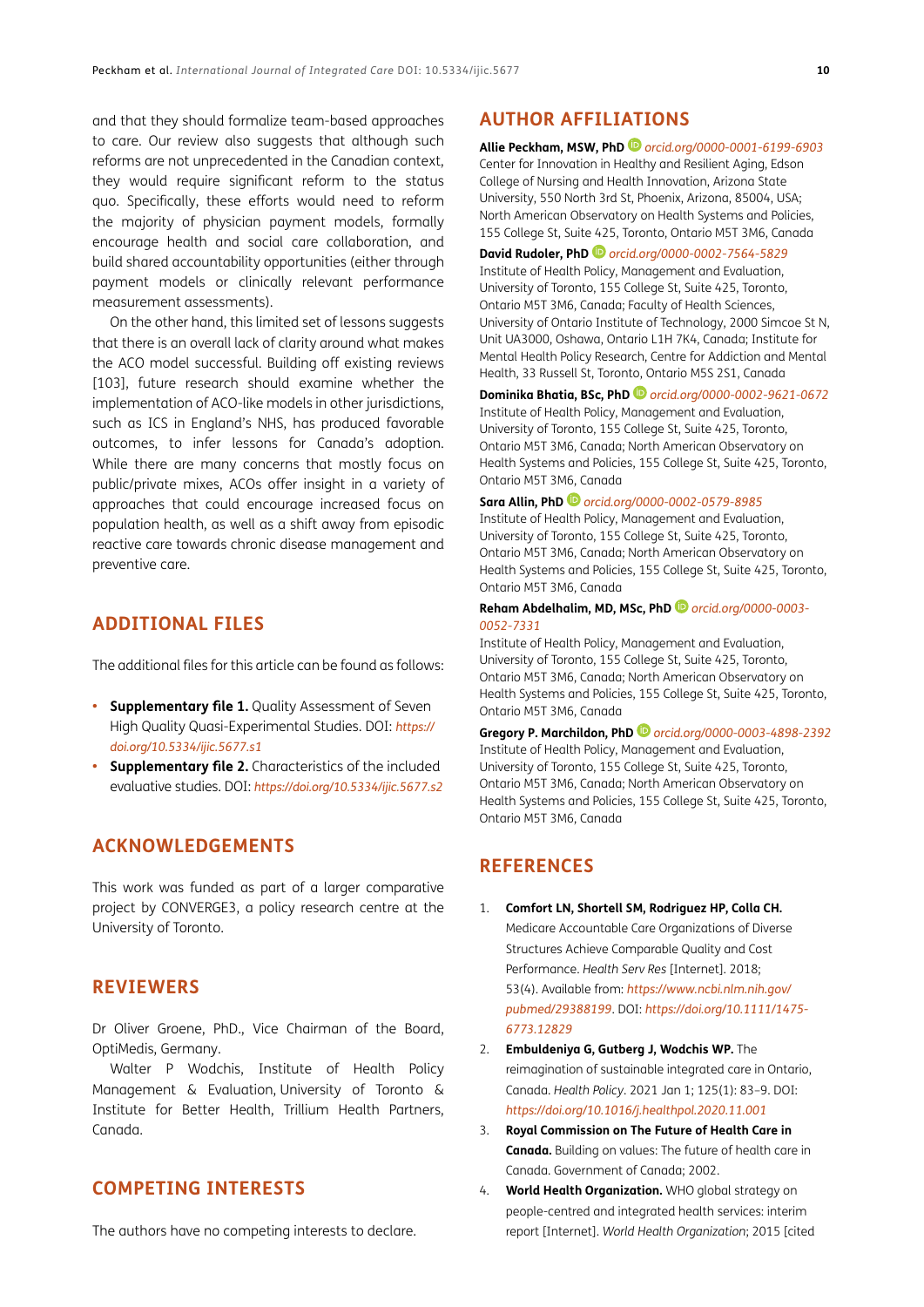and that they should formalize team-based approaches to care. Our review also suggests that although such reforms are not unprecedented in the Canadian context, they would require significant reform to the status quo. Specifically, these efforts would need to reform the majority of physician payment models, formally encourage health and social care collaboration, and build shared accountability opportunities (either through payment models or clinically relevant performance measurement assessments).

On the other hand, this limited set of lessons suggests that there is an overall lack of clarity around what makes the ACO model successful. Building off existing reviews [103], future research should examine whether the implementation of ACO-like models in other jurisdictions, such as ICS in England's NHS, has produced favorable outcomes, to infer lessons for Canada's adoption. While there are many concerns that mostly focus on public/private mixes, ACOs offer insight in a variety of approaches that could encourage increased focus on population health, as well as a shift away from episodic reactive care towards chronic disease management and preventive care.

## ADDITIONAL FILES

The additional files for this article can be found as follows:

- **Supplementary file 1.** Quality Assessment of Seven High Quality Quasi-Experimental Studies. DOI: *https://doi.org/10.5334/ijic.5677.s1*
- **Supplementary file 2.** Characteristics of the included evaluative studies. DOI: *https://doi.org/10.5334/ijic.5677.s2*

## ACKNOWLEDGEMENTS

This work was funded as part of a larger comparative project by CONVERGE3, a policy research centre at the University of Toronto.

## REVIEWERS

Dr Oliver Groene, PhD., Vice Chairman of the Board, OptiMedis, Germany.

Walter P Wodchis, Institute of Health Policy Management & Evaluation, University of Toronto & Institute for Better Health, Trillium Health Partners, Canada.

## COMPETING INTERESTS

The authors have no competing interests to declare.

## AUTHOR AFFILIATIONS

**Allie Peckham, MSW, PhD** *orcid.org/0000-0001-6199-6903*
Center for Innovation in Healthy and Resilient Aging, Edson College of Nursing and Health Innovation, Arizona State University, 550 North 3rd St, Phoenix, Arizona, 85004, USA; North American Observatory on Health Systems and Policies, 155 College St, Suite 425, Toronto, Ontario M5T 3M6, Canada

**David Rudoler, PhD** *orcid.org/0000-0002-7564-5829*
Institute of Health Policy, Management and Evaluation, University of Toronto, 155 College St, Suite 425, Toronto, Ontario M5T 3M6, Canada; Faculty of Health Sciences, University of Ontario Institute of Technology, 2000 Simcoe St N, Unit UA3000, Oshawa, Ontario L1H 7K4, Canada; Institute for Mental Health Policy Research, Centre for Addiction and Mental Health, 33 Russell St, Toronto, Ontario M5S 2S1, Canada

**Dominika Bhatia, BSc, PhD** *orcid.org/0000-0002-9621-0672*
Institute of Health Policy, Management and Evaluation, University of Toronto, 155 College St, Suite 425, Toronto, Ontario M5T 3M6, Canada; North American Observatory on Health Systems and Policies, 155 College St, Suite 425, Toronto, Ontario M5T 3M6, Canada

**Sara Allin, PhD** *orcid.org/0000-0002-0579-8985*
Institute of Health Policy, Management and Evaluation, University of Toronto, 155 College St, Suite 425, Toronto, Ontario M5T 3M6, Canada; North American Observatory on Health Systems and Policies, 155 College St, Suite 425, Toronto, Ontario M5T 3M6, Canada

**Reham Abdelhalim, MD, MSc, PhD** *orcid.org/0000-0003-0052-7331*
Institute of Health Policy, Management and Evaluation, University of Toronto, 155 College St, Suite 425, Toronto, Ontario M5T 3M6, Canada; North American Observatory on Health Systems and Policies, 155 College St, Suite 425, Toronto, Ontario M5T 3M6, Canada

**Gregory P. Marchildon, PhD** *orcid.org/0000-0003-4898-2392*
Institute of Health Policy, Management and Evaluation, University of Toronto, 155 College St, Suite 425, Toronto, Ontario M5T 3M6, Canada; North American Observatory on Health Systems and Policies, 155 College St, Suite 425, Toronto, Ontario M5T 3M6, Canada

## REFERENCES

1. **Comfort LN, Shortell SM, Rodriguez HP, Colla CH.** Medicare Accountable Care Organizations of Diverse Structures Achieve Comparable Quality and Cost Performance. *Health Serv Res* [Internet]. 2018; 53(4). Available from: *https://www.ncbi.nlm.nih.gov/pubmed/29388199*. DOI: *https://doi.org/10.1111/1475-6773.12829*
2. **Embuldeniya G, Gutberg J, Wodchis WP.** The reimagination of sustainable integrated care in Ontario, Canada. *Health Policy*. 2021 Jan 1; 125(1): 83–9. DOI: *https://doi.org/10.1016/j.healthpol.2020.11.001*
3. **Royal Commission on The Future of Health Care in Canada.** Building on values: The future of health care in Canada. Government of Canada; 2002.
4. **World Health Organization.** WHO global strategy on people-centred and integrated health services: interim report [Internet]. *World Health Organization*; 2015 [cited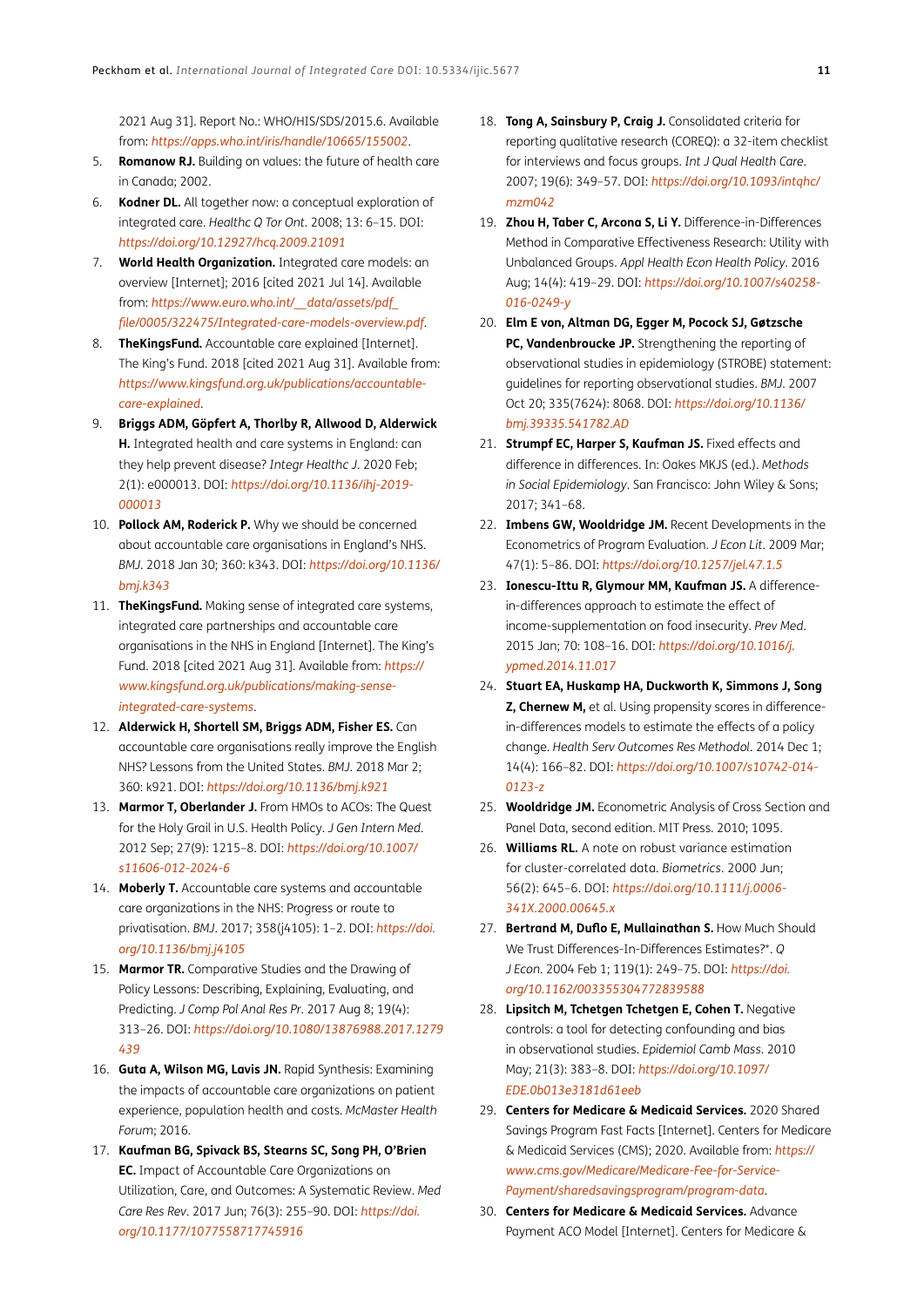2021 Aug 31]. Report No.: WHO/HIS/SDS/2015.6. Available from: *https://apps.who.int/iris/handle/10665/155002*.

5. **Romanow RJ.** Building on values: the future of health care in Canada; 2002.
6. **Kodner DL.** All together now: a conceptual exploration of integrated care. *Healthc Q Tor Ont*. 2008; 13: 6–15. DOI: *https://doi.org/10.12927/hcq.2009.21091*
7. **World Health Organization.** Integrated care models: an overview [Internet]; 2016 [cited 2021 Jul 14]. Available from: *https://www.euro.who.int/__data/assets/pdf_file/0005/322475/Integrated-care-models-overview.pdf*.
8. **TheKingsFund.** Accountable care explained [Internet]. The King's Fund. 2018 [cited 2021 Aug 31]. Available from: *https://www.kingsfund.org.uk/publications/accountable-care-explained*.
9. **Briggs ADM, Göpfert A, Thorlby R, Allwood D, Alderwick H.** Integrated health and care systems in England: can they help prevent disease? *Integr Healthc J*. 2020 Feb; 2(1): e000013. DOI: *https://doi.org/10.1136/ihj-2019-000013*
10. **Pollock AM, Roderick P.** Why we should be concerned about accountable care organisations in England's NHS. *BMJ*. 2018 Jan 30; 360: k343. DOI: *https://doi.org/10.1136/bmj.k343*
11. **TheKingsFund.** Making sense of integrated care systems, integrated care partnerships and accountable care organisations in the NHS in England [Internet]. The King's Fund. 2018 [cited 2021 Aug 31]. Available from: *https://www.kingsfund.org.uk/publications/making-sense-integrated-care-systems*.
12. **Alderwick H, Shortell SM, Briggs ADM, Fisher ES.** Can accountable care organisations really improve the English NHS? Lessons from the United States. *BMJ*. 2018 Mar 2; 360: k921. DOI: *https://doi.org/10.1136/bmj.k921*
13. **Marmor T, Oberlander J.** From HMOs to ACOs: The Quest for the Holy Grail in U.S. Health Policy. *J Gen Intern Med*. 2012 Sep; 27(9): 1215–8. DOI: *https://doi.org/10.1007/s11606-012-2024-6*
14. **Moberly T.** Accountable care systems and accountable care organizations in the NHS: Progress or route to privatisation. *BMJ*. 2017; 358(j4105): 1–2. DOI: *https://doi.org/10.1136/bmj.j4105*
15. **Marmor TR.** Comparative Studies and the Drawing of Policy Lessons: Describing, Explaining, Evaluating, and Predicting. *J Comp Pol Anal Res Pr*. 2017 Aug 8; 19(4): 313–26. DOI: *https://doi.org/10.1080/13876988.2017.1279439*
16. **Guta A, Wilson MG, Lavis JN.** Rapid Synthesis: Examining the impacts of accountable care organizations on patient experience, population health and costs. *McMaster Health Forum*; 2016.
17. **Kaufman BG, Spivack BS, Stearns SC, Song PH, O'Brien EC.** Impact of Accountable Care Organizations on Utilization, Care, and Outcomes: A Systematic Review. *Med Care Res Rev*. 2017 Jun; 76(3): 255–90. DOI: *https://doi.org/10.1177/1077558717745916*
18. **Tong A, Sainsbury P, Craig J.** Consolidated criteria for reporting qualitative research (COREQ): a 32-item checklist for interviews and focus groups. *Int J Qual Health Care*. 2007; 19(6): 349–57. DOI: *https://doi.org/10.1093/intqhc/mzm042*
19. **Zhou H, Taber C, Arcona S, Li Y.** Difference-in-Differences Method in Comparative Effectiveness Research: Utility with Unbalanced Groups. *Appl Health Econ Health Policy*. 2016 Aug; 14(4): 419–29. DOI: *https://doi.org/10.1007/s40258-016-0249-y*
20. **Elm E von, Altman DG, Egger M, Pocock SJ, Gøtzsche PC, Vandenbroucke JP.** Strengthening the reporting of observational studies in epidemiology (STROBE) statement: guidelines for reporting observational studies. *BMJ*. 2007 Oct 20; 335(7624): 8068. DOI: *https://doi.org/10.1136/bmj.39335.541782.AD*
21. **Strumpf EC, Harper S, Kaufman JS.** Fixed effects and difference in differences. In: Oakes MKJS (ed.). *Methods in Social Epidemiology*. San Francisco: John Wiley & Sons; 2017; 341–68.
22. **Imbens GW, Wooldridge JM.** Recent Developments in the Econometrics of Program Evaluation. *J Econ Lit*. 2009 Mar; 47(1): 5–86. DOI: *https://doi.org/10.1257/jel.47.1.5*
23. **Ionescu-Ittu R, Glymour MM, Kaufman JS.** A difference-in-differences approach to estimate the effect of income-supplementation on food insecurity. *Prev Med*. 2015 Jan; 70: 108–16. DOI: *https://doi.org/10.1016/j.ypmed.2014.11.017*
24. **Stuart EA, Huskamp HA, Duckworth K, Simmons J, Song Z, Chernew M,** et al. Using propensity scores in difference-in-differences models to estimate the effects of a policy change. *Health Serv Outcomes Res Methodol*. 2014 Dec 1; 14(4): 166–82. DOI: *https://doi.org/10.1007/s10742-014-0123-z*
25. **Wooldridge JM.** Econometric Analysis of Cross Section and Panel Data, second edition. MIT Press. 2010; 1095.
26. **Williams RL.** A note on robust variance estimation for cluster-correlated data. *Biometrics*. 2000 Jun; 56(2): 645–6. DOI: *https://doi.org/10.1111/j.0006-341X.2000.00645.x*
27. **Bertrand M, Duflo E, Mullainathan S.** How Much Should We Trust Differences-In-Differences Estimates?\*. *Q J Econ*. 2004 Feb 1; 119(1): 249–75. DOI: *https://doi.org/10.1162/003355304772839588*
28. **Lipsitch M, Tchetgen Tchetgen E, Cohen T.** Negative controls: a tool for detecting confounding and bias in observational studies. *Epidemiol Camb Mass*. 2010 May; 21(3): 383–8. DOI: *https://doi.org/10.1097/EDE.0b013e3181d61eeb*
29. **Centers for Medicare & Medicaid Services.** 2020 Shared Savings Program Fast Facts [Internet]. Centers for Medicare & Medicaid Services (CMS); 2020. Available from: *https://www.cms.gov/Medicare/Medicare-Fee-for-Service-Payment/sharedsavingsprogram/program-data*.
30. **Centers for Medicare & Medicaid Services.** Advance Payment ACO Model [Internet]. Centers for Medicare &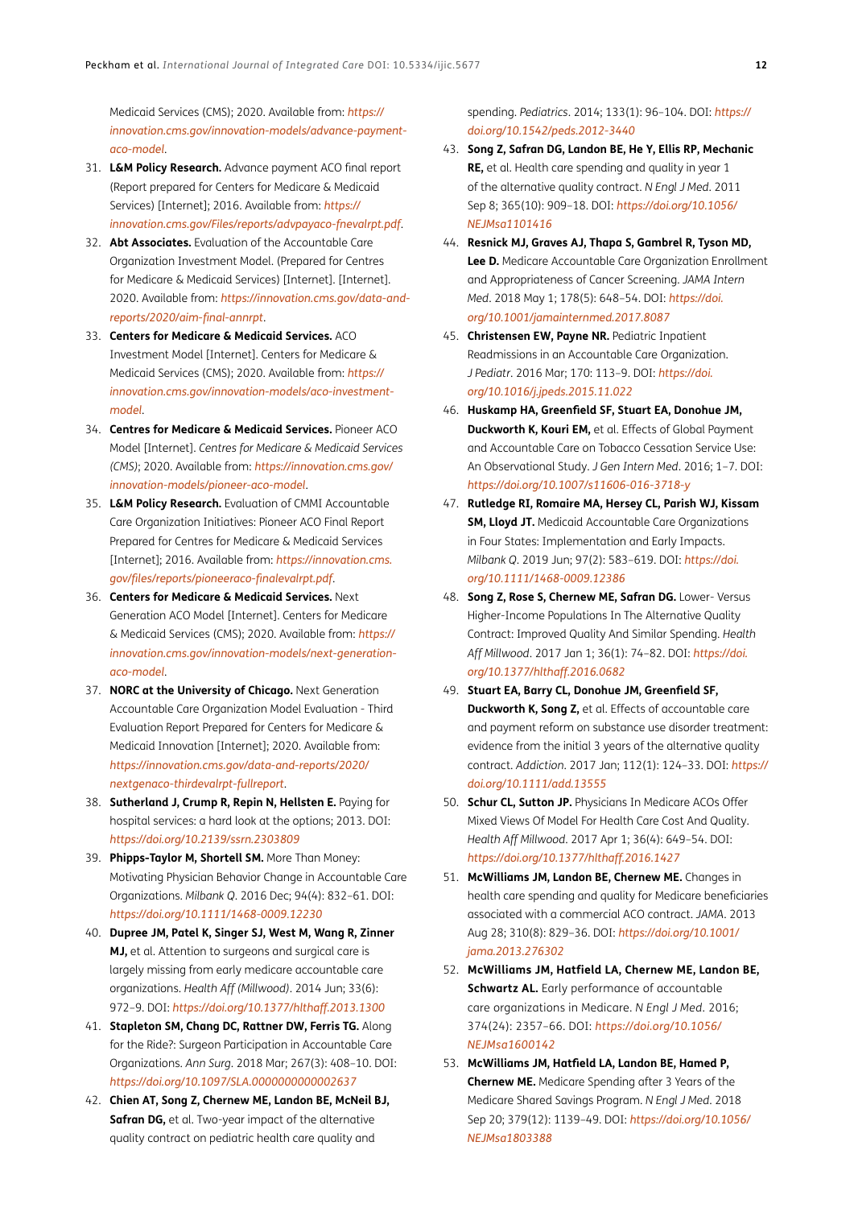Medicaid Services (CMS); 2020. Available from: *https://innovation.cms.gov/innovation-models/advance-payment-aco-model*.

31. **L&M Policy Research.** Advance payment ACO final report (Report prepared for Centers for Medicare & Medicaid Services) [Internet]; 2016. Available from: *https://innovation.cms.gov/Files/reports/advpayaco-fnevalrpt.pdf*.
32. **Abt Associates.** Evaluation of the Accountable Care Organization Investment Model. (Prepared for Centres for Medicare & Medicaid Services) [Internet]. [Internet]. 2020. Available from: *https://innovation.cms.gov/data-and-reports/2020/aim-final-annrpt*.
33. **Centers for Medicare & Medicaid Services.** ACO Investment Model [Internet]. Centers for Medicare & Medicaid Services (CMS); 2020. Available from: *https://innovation.cms.gov/innovation-models/aco-investment-model*.
34. **Centres for Medicare & Medicaid Services.** Pioneer ACO Model [Internet]. *Centres for Medicare & Medicaid Services (CMS)*; 2020. Available from: *https://innovation.cms.gov/innovation-models/pioneer-aco-model*.
35. **L&M Policy Research.** Evaluation of CMMI Accountable Care Organization Initiatives: Pioneer ACO Final Report Prepared for Centres for Medicare & Medicaid Services [Internet]; 2016. Available from: *https://innovation.cms.gov/files/reports/pioneeraco-finalevalrpt.pdf*.
36. **Centers for Medicare & Medicaid Services.** Next Generation ACO Model [Internet]. Centers for Medicare & Medicaid Services (CMS); 2020. Available from: *https://innovation.cms.gov/innovation-models/next-generation-aco-model*.
37. **NORC at the University of Chicago.** Next Generation Accountable Care Organization Model Evaluation - Third Evaluation Report Prepared for Centers for Medicare & Medicaid Innovation [Internet]; 2020. Available from: *https://innovation.cms.gov/data-and-reports/2020/nextgenaco-thirdevalrpt-fullreport*.
38. **Sutherland J, Crump R, Repin N, Hellsten E.** Paying for hospital services: a hard look at the options; 2013. DOI: *https://doi.org/10.2139/ssrn.2303809*
39. **Phipps-Taylor M, Shortell SM.** More Than Money: Motivating Physician Behavior Change in Accountable Care Organizations. *Milbank Q*. 2016 Dec; 94(4): 832–61. DOI: *https://doi.org/10.1111/1468-0009.12230*
40. **Dupree JM, Patel K, Singer SJ, West M, Wang R, Zinner MJ,** et al. Attention to surgeons and surgical care is largely missing from early medicare accountable care organizations. *Health Aff (Millwood)*. 2014 Jun; 33(6): 972–9. DOI: *https://doi.org/10.1377/hlthaff.2013.1300*
41. **Stapleton SM, Chang DC, Rattner DW, Ferris TG.** Along for the Ride?: Surgeon Participation in Accountable Care Organizations. *Ann Surg*. 2018 Mar; 267(3): 408–10. DOI: *https://doi.org/10.1097/SLA.0000000000002637*
42. **Chien AT, Song Z, Chernew ME, Landon BE, McNeil BJ, Safran DG,** et al. Two-year impact of the alternative quality contract on pediatric health care quality and spending. *Pediatrics*. 2014; 133(1): 96–104. DOI: *https://doi.org/10.1542/peds.2012-3440*
43. **Song Z, Safran DG, Landon BE, He Y, Ellis RP, Mechanic RE,** et al. Health care spending and quality in year 1 of the alternative quality contract. *N Engl J Med*. 2011 Sep 8; 365(10): 909–18. DOI: *https://doi.org/10.1056/NEJMsa1101416*
44. **Resnick MJ, Graves AJ, Thapa S, Gambrel R, Tyson MD, Lee D.** Medicare Accountable Care Organization Enrollment and Appropriateness of Cancer Screening. *JAMA Intern Med*. 2018 May 1; 178(5): 648–54. DOI: *https://doi.org/10.1001/jamainternmed.2017.8087*
45. **Christensen EW, Payne NR.** Pediatric Inpatient Readmissions in an Accountable Care Organization. *J Pediatr*. 2016 Mar; 170: 113–9. DOI: *https://doi.org/10.1016/j.jpeds.2015.11.022*
46. **Huskamp HA, Greenfield SF, Stuart EA, Donohue JM, Duckworth K, Kouri EM,** et al. Effects of Global Payment and Accountable Care on Tobacco Cessation Service Use: An Observational Study. *J Gen Intern Med*. 2016; 1–7. DOI: *https://doi.org/10.1007/s11606-016-3718-y*
47. **Rutledge RI, Romaire MA, Hersey CL, Parish WJ, Kissam SM, Lloyd JT.** Medicaid Accountable Care Organizations in Four States: Implementation and Early Impacts. *Milbank Q*. 2019 Jun; 97(2): 583–619. DOI: *https://doi.org/10.1111/1468-0009.12386*
48. **Song Z, Rose S, Chernew ME, Safran DG.** Lower- Versus Higher-Income Populations In The Alternative Quality Contract: Improved Quality And Similar Spending. *Health Aff Millwood*. 2017 Jan 1; 36(1): 74–82. DOI: *https://doi.org/10.1377/hlthaff.2016.0682*
49. **Stuart EA, Barry CL, Donohue JM, Greenfield SF, Duckworth K, Song Z,** et al. Effects of accountable care and payment reform on substance use disorder treatment: evidence from the initial 3 years of the alternative quality contract. *Addiction*. 2017 Jan; 112(1): 124–33. DOI: *https://doi.org/10.1111/add.13555*
50. **Schur CL, Sutton JP.** Physicians In Medicare ACOs Offer Mixed Views Of Model For Health Care Cost And Quality. *Health Aff Millwood*. 2017 Apr 1; 36(4): 649–54. DOI: *https://doi.org/10.1377/hlthaff.2016.1427*
51. **McWilliams JM, Landon BE, Chernew ME.** Changes in health care spending and quality for Medicare beneficiaries associated with a commercial ACO contract. *JAMA*. 2013 Aug 28; 310(8): 829–36. DOI: *https://doi.org/10.1001/jama.2013.276302*
52. **McWilliams JM, Hatfield LA, Chernew ME, Landon BE, Schwartz AL.** Early performance of accountable care organizations in Medicare. *N Engl J Med*. 2016; 374(24): 2357–66. DOI: *https://doi.org/10.1056/NEJMsa1600142*
53. **McWilliams JM, Hatfield LA, Landon BE, Hamed P, Chernew ME.** Medicare Spending after 3 Years of the Medicare Shared Savings Program. *N Engl J Med*. 2018 Sep 20; 379(12): 1139–49. DOI: *https://doi.org/10.1056/NEJMsa1803388*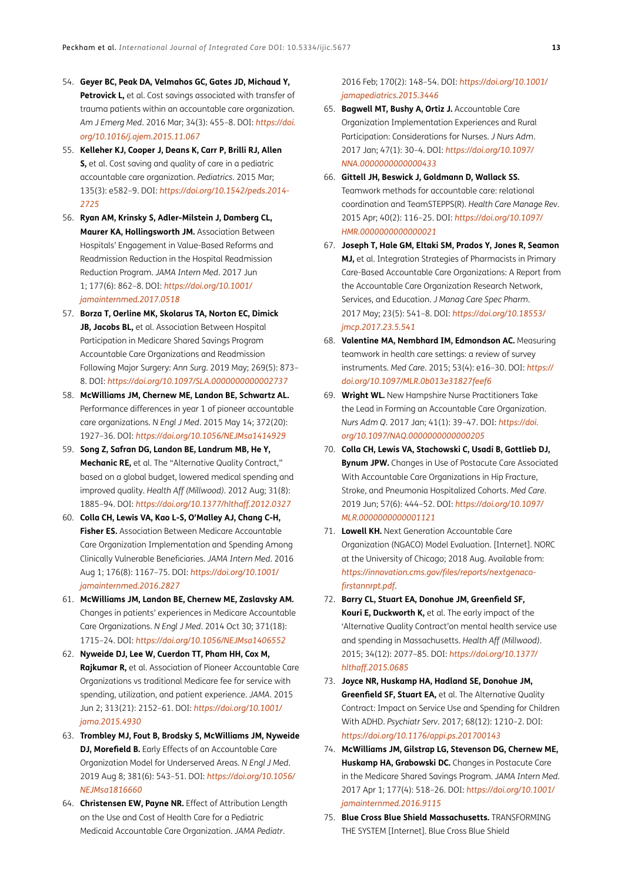54. **Geyer BC, Peak DA, Velmahos GC, Gates JD, Michaud Y, Petrovick L,** et al. Cost savings associated with transfer of trauma patients within an accountable care organization. *Am J Emerg Med*. 2016 Mar; 34(3): 455–8. DOI: *https://doi.org/10.1016/j.ajem.2015.11.067*
55. **Kelleher KJ, Cooper J, Deans K, Carr P, Brilli RJ, Allen S,** et al. Cost saving and quality of care in a pediatric accountable care organization. *Pediatrics*. 2015 Mar; 135(3): e582–9. DOI: *https://doi.org/10.1542/peds.2014-2725*
56. **Ryan AM, Krinsky S, Adler-Milstein J, Damberg CL, Maurer KA, Hollingsworth JM.** Association Between Hospitals' Engagement in Value-Based Reforms and Readmission Reduction in the Hospital Readmission Reduction Program. *JAMA Intern Med*. 2017 Jun 1; 177(6): 862–8. DOI: *https://doi.org/10.1001/jamainternmed.2017.0518*
57. **Borza T, Oerline MK, Skolarus TA, Norton EC, Dimick JB, Jacobs BL,** et al. Association Between Hospital Participation in Medicare Shared Savings Program Accountable Care Organizations and Readmission Following Major Surgery: *Ann Surg*. 2019 May; 269(5): 873–8. DOI: *https://doi.org/10.1097/SLA.0000000000002737*
58. **McWilliams JM, Chernew ME, Landon BE, Schwartz AL.** Performance differences in year 1 of pioneer accountable care organizations. *N Engl J Med*. 2015 May 14; 372(20): 1927–36. DOI: *https://doi.org/10.1056/NEJMsa1414929*
59. **Song Z, Safran DG, Landon BE, Landrum MB, He Y, Mechanic RE,** et al. The "Alternative Quality Contract," based on a global budget, lowered medical spending and improved quality. *Health Aff (Millwood)*. 2012 Aug; 31(8): 1885–94. DOI: *https://doi.org/10.1377/hlthaff.2012.0327*
60. **Colla CH, Lewis VA, Kao L-S, O'Malley AJ, Chang C-H, Fisher ES.** Association Between Medicare Accountable Care Organization Implementation and Spending Among Clinically Vulnerable Beneficiaries. *JAMA Intern Med*. 2016 Aug 1; 176(8): 1167–75. DOI: *https://doi.org/10.1001/jamainternmed.2016.2827*
61. **McWilliams JM, Landon BE, Chernew ME, Zaslavsky AM.** Changes in patients' experiences in Medicare Accountable Care Organizations. *N Engl J Med*. 2014 Oct 30; 371(18): 1715–24. DOI: *https://doi.org/10.1056/NEJMsa1406552*
62. **Nyweide DJ, Lee W, Cuerdon TT, Pham HH, Cox M, Rajkumar R,** et al. Association of Pioneer Accountable Care Organizations vs traditional Medicare fee for service with spending, utilization, and patient experience. *JAMA*. 2015 Jun 2; 313(21): 2152–61. DOI: *https://doi.org/10.1001/jama.2015.4930*
63. **Trombley MJ, Fout B, Brodsky S, McWilliams JM, Nyweide DJ, Morefield B.** Early Effects of an Accountable Care Organization Model for Underserved Areas. *N Engl J Med*. 2019 Aug 8; 381(6): 543–51. DOI: *https://doi.org/10.1056/NEJMsa1816660*
64. **Christensen EW, Payne NR.** Effect of Attribution Length on the Use and Cost of Health Care for a Pediatric Medicaid Accountable Care Organization. *JAMA Pediatr*. 2016 Feb; 170(2): 148–54. DOI: *https://doi.org/10.1001/jamapediatrics.2015.3446*
65. **Bagwell MT, Bushy A, Ortiz J.** Accountable Care Organization Implementation Experiences and Rural Participation: Considerations for Nurses. *J Nurs Adm*. 2017 Jan; 47(1): 30–4. DOI: *https://doi.org/10.1097/NNA.0000000000000433*
66. **Gittell JH, Beswick J, Goldmann D, Wallack SS.** Teamwork methods for accountable care: relational coordination and TeamSTEPPS(R). *Health Care Manage Rev*. 2015 Apr; 40(2): 116–25. DOI: *https://doi.org/10.1097/HMR.0000000000000021*
67. **Joseph T, Hale GM, Eltaki SM, Prados Y, Jones R, Seamon MJ,** et al. Integration Strategies of Pharmacists in Primary Care-Based Accountable Care Organizations: A Report from the Accountable Care Organization Research Network, Services, and Education. *J Manag Care Spec Pharm*. 2017 May; 23(5): 541–8. DOI: *https://doi.org/10.18553/jmcp.2017.23.5.541*
68. **Valentine MA, Nembhard IM, Edmondson AC.** Measuring teamwork in health care settings: a review of survey instruments. *Med Care*. 2015; 53(4): e16–30. DOI: *https://doi.org/10.1097/MLR.0b013e31827feef6*
69. **Wright WL.** New Hampshire Nurse Practitioners Take the Lead in Forming an Accountable Care Organization. *Nurs Adm Q*. 2017 Jan; 41(1): 39–47. DOI: *https://doi.org/10.1097/NAQ.0000000000000205*
70. **Colla CH, Lewis VA, Stachowski C, Usadi B, Gottlieb DJ, Bynum JPW.** Changes in Use of Postacute Care Associated With Accountable Care Organizations in Hip Fracture, Stroke, and Pneumonia Hospitalized Cohorts. *Med Care*. 2019 Jun; 57(6): 444–52. DOI: *https://doi.org/10.1097/MLR.0000000000001121*
71. **Lowell KH.** Next Generation Accountable Care Organization (NGACO) Model Evaluation. [Internet]. NORC at the University of Chicago; 2018 Aug. Available from: *https://innovation.cms.gov/files/reports/nextgenaco-firstannrpt.pdf*.
72. **Barry CL, Stuart EA, Donohue JM, Greenfield SF, Kouri E, Duckworth K,** et al. The early impact of the 'Alternative Quality Contract'on mental health service use and spending in Massachusetts. *Health Aff (Millwood)*. 2015; 34(12): 2077–85. DOI: *https://doi.org/10.1377/hlthaff.2015.0685*
73. **Joyce NR, Huskamp HA, Hadland SE, Donohue JM, Greenfield SF, Stuart EA,** et al. The Alternative Quality Contract: Impact on Service Use and Spending for Children With ADHD. *Psychiatr Serv*. 2017; 68(12): 1210–2. DOI: *https://doi.org/10.1176/appi.ps.201700143*
74. **McWilliams JM, Gilstrap LG, Stevenson DG, Chernew ME, Huskamp HA, Grabowski DC.** Changes in Postacute Care in the Medicare Shared Savings Program. *JAMA Intern Med*. 2017 Apr 1; 177(4): 518–26. DOI: *https://doi.org/10.1001/jamainternmed.2016.9115*
75. **Blue Cross Blue Shield Massachusetts.** TRANSFORMING THE SYSTEM [Internet]. Blue Cross Blue Shield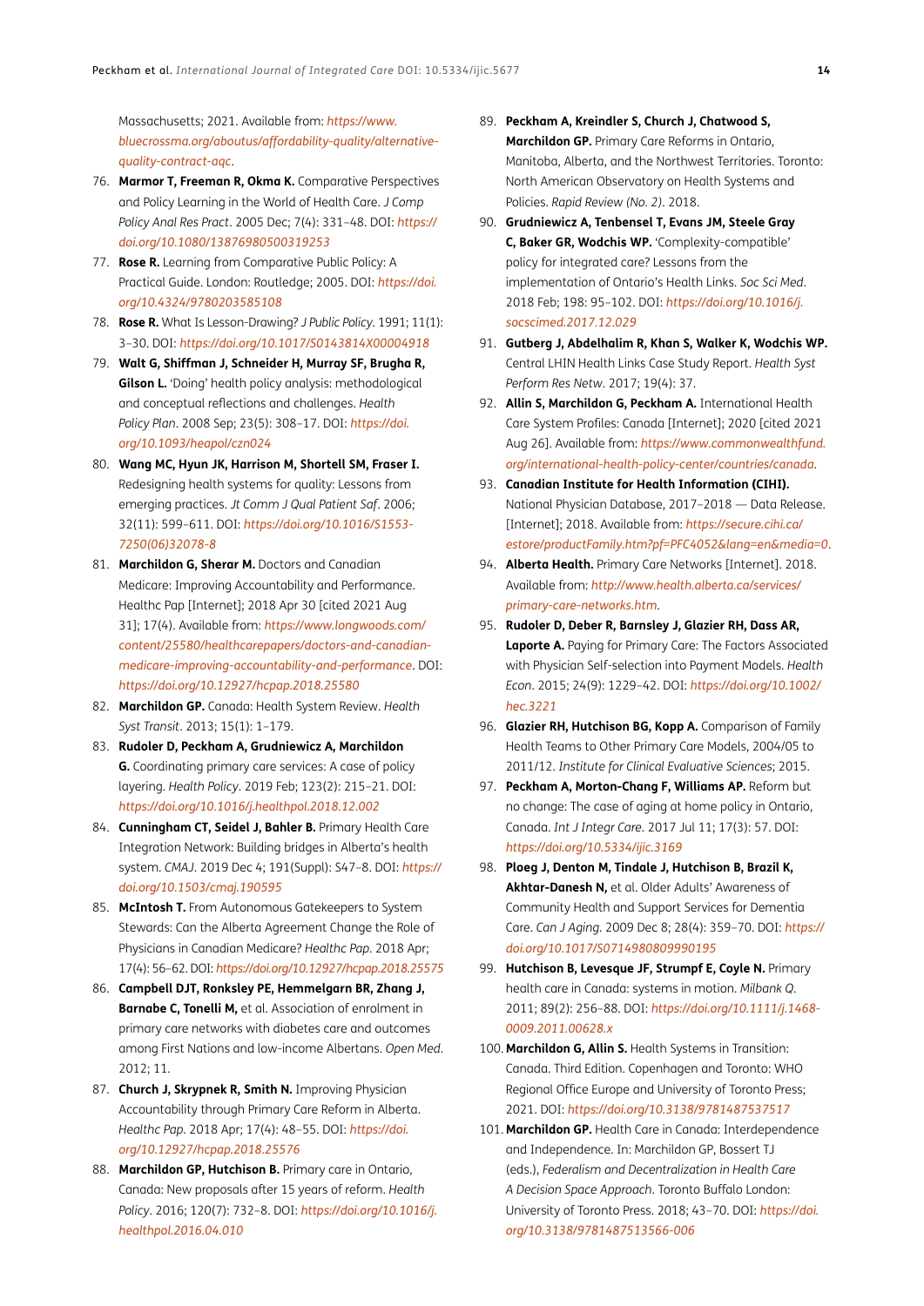Massachusetts; 2021. Available from: *https://www.bluecrossma.org/aboutus/affordability-quality/alternative-quality-contract-aqc*.

76. **Marmor T, Freeman R, Okma K.** Comparative Perspectives and Policy Learning in the World of Health Care. *J Comp Policy Anal Res Pract*. 2005 Dec; 7(4): 331–48. DOI: *https://doi.org/10.1080/13876980500319253*
77. **Rose R.** Learning from Comparative Public Policy: A Practical Guide. London: Routledge; 2005. DOI: *https://doi.org/10.4324/9780203585108*
78. **Rose R.** What Is Lesson-Drawing? *J Public Policy*. 1991; 11(1): 3–30. DOI: *https://doi.org/10.1017/S0143814X00004918*
79. **Walt G, Shiffman J, Schneider H, Murray SF, Brugha R, Gilson L.** 'Doing' health policy analysis: methodological and conceptual reflections and challenges. *Health Policy Plan*. 2008 Sep; 23(5): 308–17. DOI: *https://doi.org/10.1093/heapol/czn024*
80. **Wang MC, Hyun JK, Harrison M, Shortell SM, Fraser I.** Redesigning health systems for quality: Lessons from emerging practices. *Jt Comm J Qual Patient Saf*. 2006; 32(11): 599–611. DOI: *https://doi.org/10.1016/S1553-7250(06)32078-8*
81. **Marchildon G, Sherar M.** Doctors and Canadian Medicare: Improving Accountability and Performance. Healthc Pap [Internet]; 2018 Apr 30 [cited 2021 Aug 31]; 17(4). Available from: *https://www.longwoods.com/content/25580/healthcarepapers/doctors-and-canadian-medicare-improving-accountability-and-performance*. DOI: *https://doi.org/10.12927/hcpap.2018.25580*
82. **Marchildon GP.** Canada: Health System Review. *Health Syst Transit*. 2013; 15(1): 1–179.
83. **Rudoler D, Peckham A, Grudniewicz A, Marchildon G.** Coordinating primary care services: A case of policy layering. *Health Policy*. 2019 Feb; 123(2): 215–21. DOI: *https://doi.org/10.1016/j.healthpol.2018.12.002*
84. **Cunningham CT, Seidel J, Bahler B.** Primary Health Care Integration Network: Building bridges in Alberta's health system. *CMAJ*. 2019 Dec 4; 191(Suppl): S47–8. DOI: *https://doi.org/10.1503/cmaj.190595*
85. **McIntosh T.** From Autonomous Gatekeepers to System Stewards: Can the Alberta Agreement Change the Role of Physicians in Canadian Medicare? *Healthc Pap*. 2018 Apr; 17(4): 56–62. DOI: *https://doi.org/10.12927/hcpap.2018.25575*
86. **Campbell DJT, Ronksley PE, Hemmelgarn BR, Zhang J, Barnabe C, Tonelli M,** et al. Association of enrolment in primary care networks with diabetes care and outcomes among First Nations and low-income Albertans. *Open Med*. 2012; 11.
87. **Church J, Skrypnek R, Smith N.** Improving Physician Accountability through Primary Care Reform in Alberta. *Healthc Pap*. 2018 Apr; 17(4): 48–55. DOI: *https://doi.org/10.12927/hcpap.2018.25576*
88. **Marchildon GP, Hutchison B.** Primary care in Ontario, Canada: New proposals after 15 years of reform. *Health Policy*. 2016; 120(7): 732–8. DOI: *https://doi.org/10.1016/j.healthpol.2016.04.010*
89. **Peckham A, Kreindler S, Church J, Chatwood S, Marchildon GP.** Primary Care Reforms in Ontario, Manitoba, Alberta, and the Northwest Territories. Toronto: North American Observatory on Health Systems and Policies. *Rapid Review (No. 2)*. 2018.
90. **Grudniewicz A, Tenbensel T, Evans JM, Steele Gray C, Baker GR, Wodchis WP.** 'Complexity-compatible' policy for integrated care? Lessons from the implementation of Ontario's Health Links. *Soc Sci Med*. 2018 Feb; 198: 95–102. DOI: *https://doi.org/10.1016/j.socscimed.2017.12.029*
91. **Gutberg J, Abdelhalim R, Khan S, Walker K, Wodchis WP.** Central LHIN Health Links Case Study Report. *Health Syst Perform Res Netw*. 2017; 19(4): 37.
92. **Allin S, Marchildon G, Peckham A.** International Health Care System Profiles: Canada [Internet]; 2020 [cited 2021 Aug 26]. Available from: *https://www.commonwealthfund.org/international-health-policy-center/countries/canada*.
93. **Canadian Institute for Health Information (CIHI).** National Physician Database, 2017–2018 — Data Release. [Internet]; 2018. Available from: *https://secure.cihi.ca/estore/productFamily.htm?pf=PFC4052&lang=en&media=0*.
94. **Alberta Health.** Primary Care Networks [Internet]. 2018. Available from: *http://www.health.alberta.ca/services/primary-care-networks.htm*.
95. **Rudoler D, Deber R, Barnsley J, Glazier RH, Dass AR, Laporte A.** Paying for Primary Care: The Factors Associated with Physician Self-selection into Payment Models. *Health Econ*. 2015; 24(9): 1229–42. DOI: *https://doi.org/10.1002/hec.3221*
96. **Glazier RH, Hutchison BG, Kopp A.** Comparison of Family Health Teams to Other Primary Care Models, 2004/05 to 2011/12. *Institute for Clinical Evaluative Sciences*; 2015.
97. **Peckham A, Morton-Chang F, Williams AP.** Reform but no change: The case of aging at home policy in Ontario, Canada. *Int J Integr Care*. 2017 Jul 11; 17(3): 57. DOI: *https://doi.org/10.5334/ijic.3169*
98. **Ploeg J, Denton M, Tindale J, Hutchison B, Brazil K, Akhtar-Danesh N,** et al. Older Adults' Awareness of Community Health and Support Services for Dementia Care. *Can J Aging*. 2009 Dec 8; 28(4): 359–70. DOI: *https://doi.org/10.1017/S0714980809990195*
99. **Hutchison B, Levesque JF, Strumpf E, Coyle N.** Primary health care in Canada: systems in motion. *Milbank Q*. 2011; 89(2): 256–88. DOI: *https://doi.org/10.1111/j.1468-0009.2011.00628.x*
100. **Marchildon G, Allin S.** Health Systems in Transition: Canada. Third Edition. Copenhagen and Toronto: WHO Regional Office Europe and University of Toronto Press; 2021. DOI: *https://doi.org/10.3138/9781487537517*
101. **Marchildon GP.** Health Care in Canada: Interdependence and Independence. In: Marchildon GP, Bossert TJ (eds.), *Federalism and Decentralization in Health Care A Decision Space Approach*. Toronto Buffalo London: University of Toronto Press. 2018; 43–70. DOI: *https://doi.org/10.3138/9781487513566-006*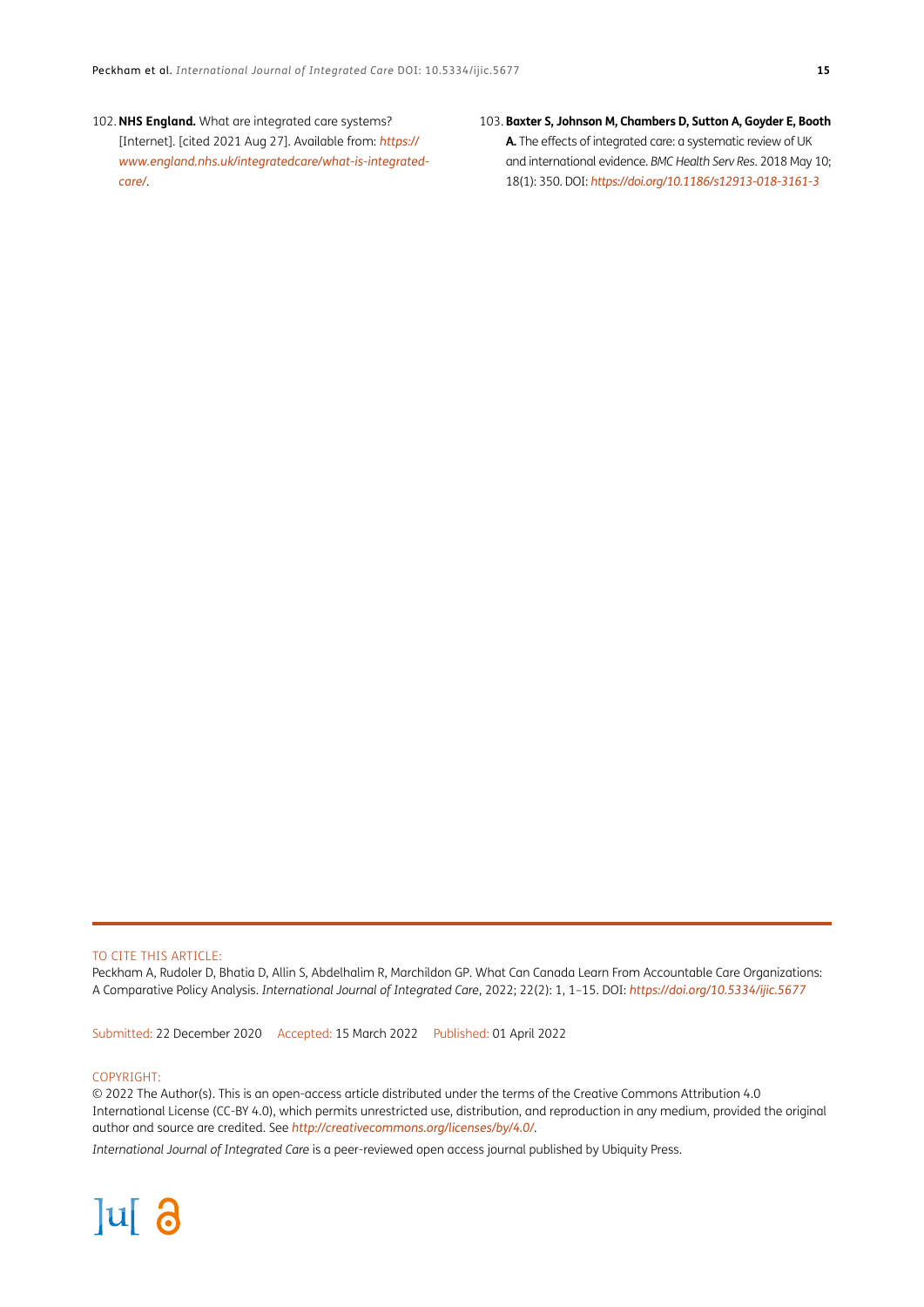102. **NHS England.** What are integrated care systems? [Internet]. [cited 2021 Aug 27]. Available from: *https://www.england.nhs.uk/integratedcare/what-is-integrated-care/*.

103. **Baxter S, Johnson M, Chambers D, Sutton A, Goyder E, Booth A.** The effects of integrated care: a systematic review of UK and international evidence. *BMC Health Serv Res*. 2018 May 10; 18(1): 350. DOI: *https://doi.org/10.1186/s12913-018-3161-3*

---

TO CITE THIS ARTICLE:

Peckham A, Rudoler D, Bhatia D, Allin S, Abdelhalim R, Marchildon GP. What Can Canada Learn From Accountable Care Organizations: A Comparative Policy Analysis. *International Journal of Integrated Care*, 2022; 22(2): 1, 1–15. DOI: *https://doi.org/10.5334/ijic.5677*

Submitted: 22 December 2020 Accepted: 15 March 2022 Published: 01 April 2022

COPYRIGHT:

© 2022 The Author(s). This is an open-access article distributed under the terms of the Creative Commons Attribution 4.0 International License (CC-BY 4.0), which permits unrestricted use, distribution, and reproduction in any medium, provided the original author and source are credited. See *http://creativecommons.org/licenses/by/4.0/*.

*International Journal of Integrated Care* is a peer-reviewed open access journal published by Ubiquity Press.